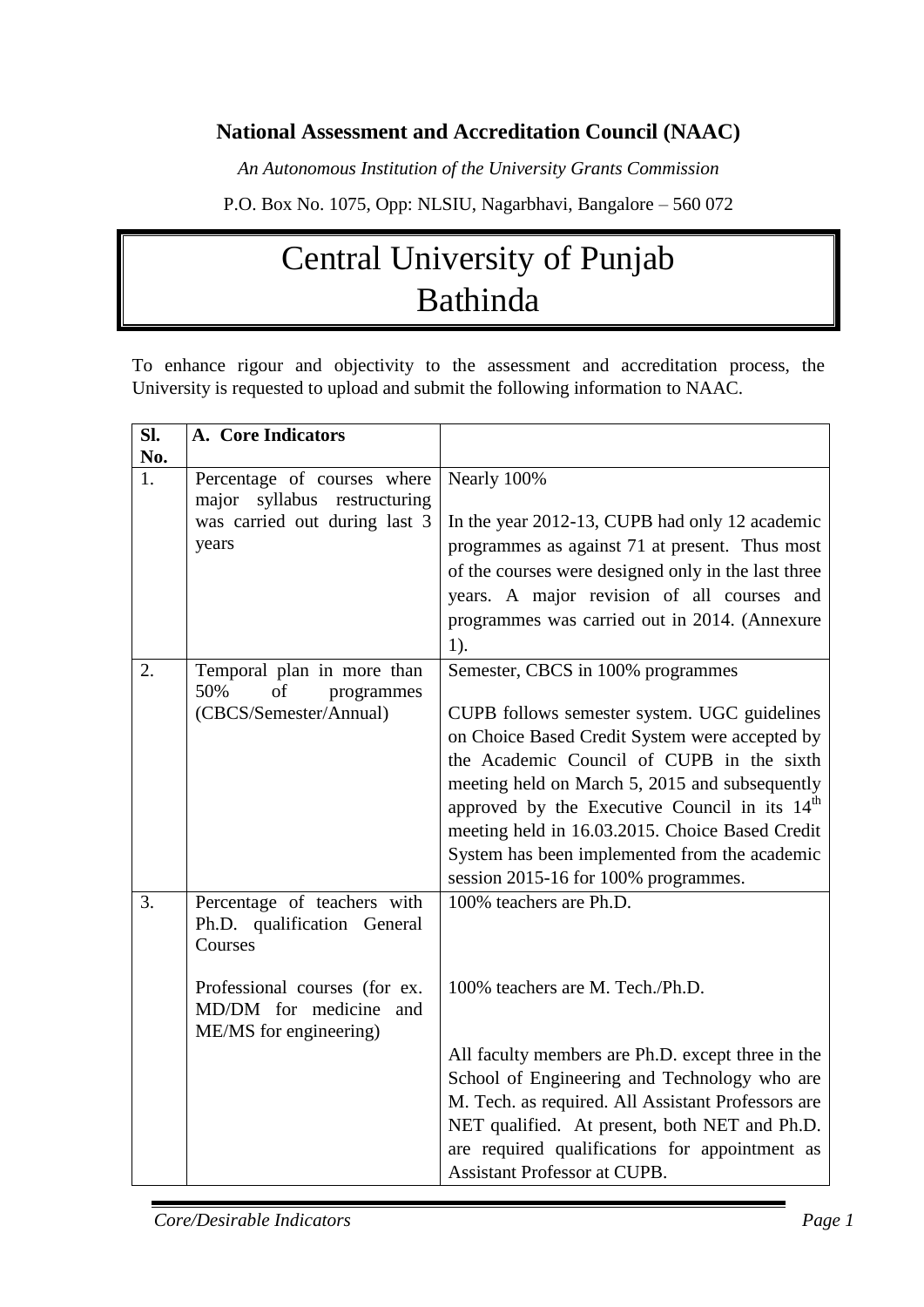**National Assessment and Accreditation Council (NAAC)**

*An Autonomous Institution of the University Grants Commission*

P.O. Box No. 1075, Opp: NLSIU, Nagarbhavi, Bangalore – 560 072

# Central University of Punjab
# Bathinda

To enhance rigour and objectivity to the assessment and accreditation process, the University is requested to upload and submit the following information to NAAC.

| Sl. No. | A. Core Indicators | |
|---|---|---|
| 1. | Percentage of courses where major syllabus restructuring was carried out during last 3 years | Nearly 100%<br><br>In the year 2012-13, CUPB had only 12 academic programmes as against 71 at present. Thus most of the courses were designed only in the last three years. A major revision of all courses and programmes was carried out in 2014. (Annexure 1). |
| 2. | Temporal plan in more than 50% of programmes (CBCS/Semester/Annual) | Semester, CBCS in 100% programmes<br><br>CUPB follows semester system. UGC guidelines on Choice Based Credit System were accepted by the Academic Council of CUPB in the sixth meeting held on March 5, 2015 and subsequently approved by the Executive Council in its 14th meeting held in 16.03.2015. Choice Based Credit System has been implemented from the academic session 2015-16 for 100% programmes. |
| 3. | Percentage of teachers with Ph.D. qualification General Courses<br><br>Professional courses (for ex. MD/DM for medicine and ME/MS for engineering) | 100% teachers are Ph.D.<br><br>100% teachers are M. Tech./Ph.D.<br><br>All faculty members are Ph.D. except three in the School of Engineering and Technology who are M. Tech. as required. All Assistant Professors are NET qualified. At present, both NET and Ph.D. are required qualifications for appointment as Assistant Professor at CUPB. |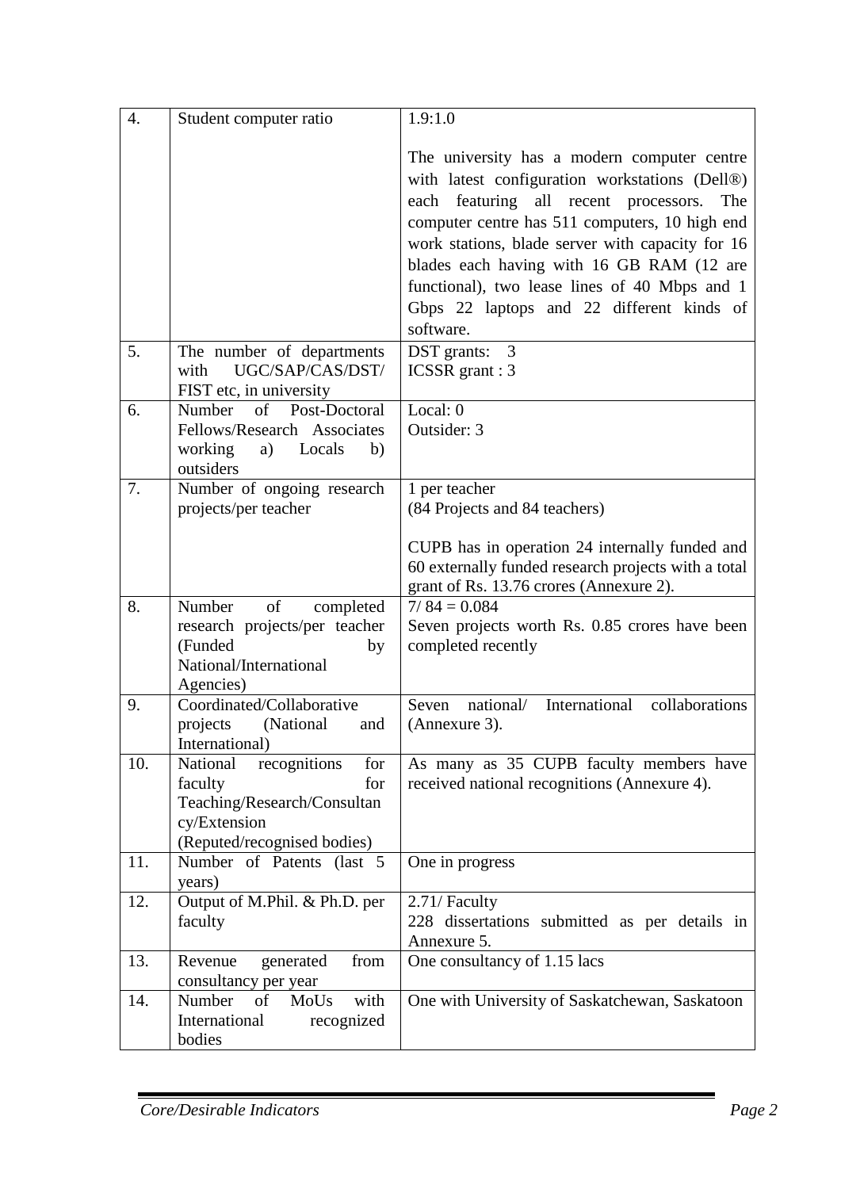| 4. | Student computer ratio | 1.9:1.0<br><br>The university has a modern computer centre with latest configuration workstations (Dell®) each featuring all recent processors. The computer centre has 511 computers, 10 high end work stations, blade server with capacity for 16 blades each having with 16 GB RAM (12 are functional), two lease lines of 40 Mbps and 1 Gbps 22 laptops and 22 different kinds of software. |
|---|---|---|
| 5. | The number of departments with UGC/SAP/CAS/DST/FIST etc, in university | DST grants: 3<br>ICSSR grant : 3 |
| 6. | Number of Post-Doctoral Fellows/Research Associates working a) Locals b) outsiders | Local: 0<br>Outsider: 3 |
| 7. | Number of ongoing research projects/per teacher | 1 per teacher<br>(84 Projects and 84 teachers)<br><br>CUPB has in operation 24 internally funded and 60 externally funded research projects with a total grant of Rs. 13.76 crores (Annexure 2). |
| 8. | Number of completed research projects/per teacher (Funded by National/International Agencies) | 7/ 84 = 0.084<br>Seven projects worth Rs. 0.85 crores have been completed recently |
| 9. | Coordinated/Collaborative projects (National and International) | Seven national/ International collaborations (Annexure 3). |
| 10. | National recognitions for faculty for Teaching/Research/Consultancy/Extension (Reputed/recognised bodies) | As many as 35 CUPB faculty members have received national recognitions (Annexure 4). |
| 11. | Number of Patents (last 5 years) | One in progress |
| 12. | Output of M.Phil. & Ph.D. per faculty | 2.71/ Faculty<br>228 dissertations submitted as per details in Annexure 5. |
| 13. | Revenue generated from consultancy per year | One consultancy of 1.15 lacs |
| 14. | Number of MoUs with International recognized bodies | One with University of Saskatchewan, Saskatoon |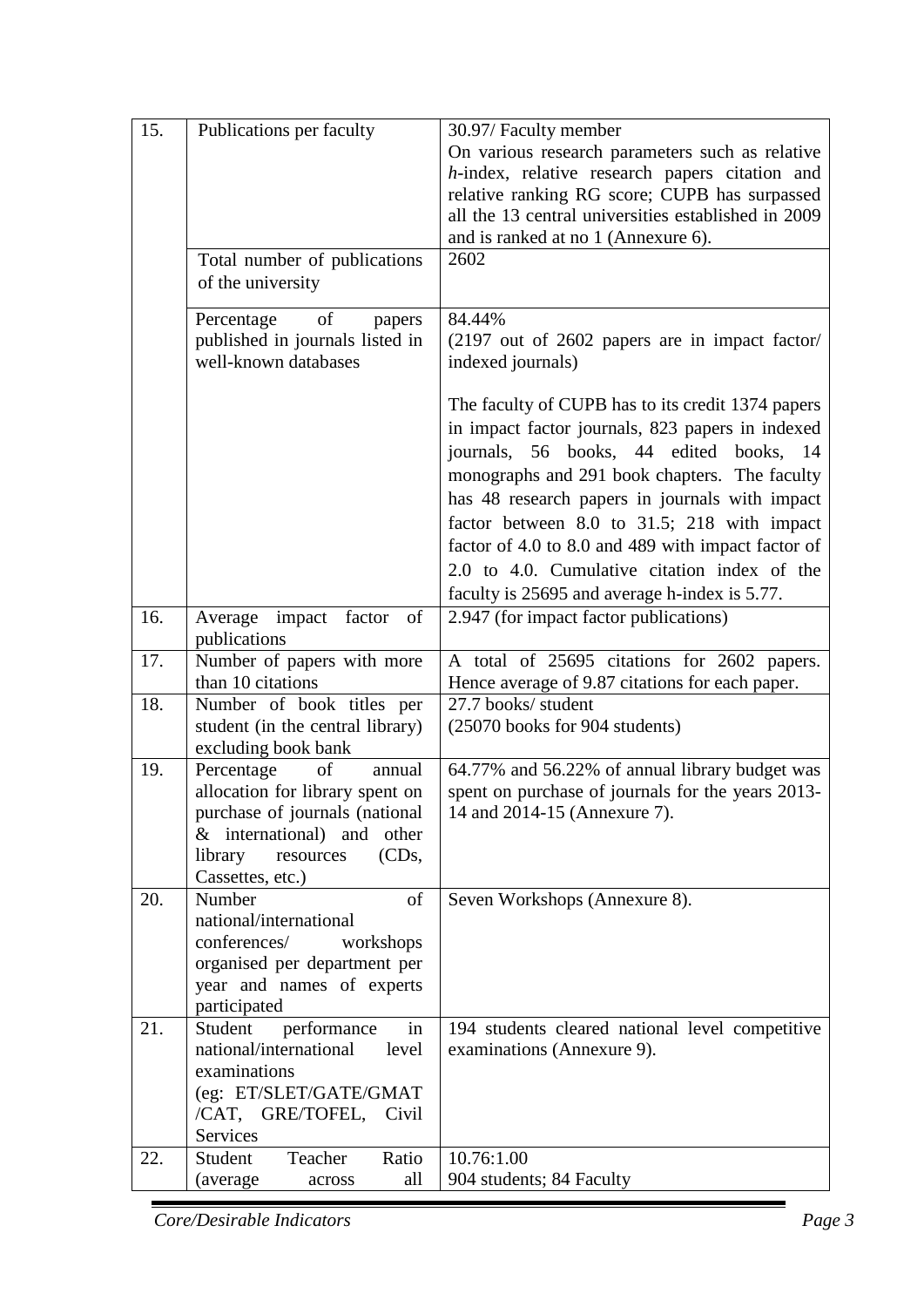| 15. | Publications per faculty | 30.97/ Faculty member<br>On various research parameters such as relative *h*-index, relative research papers citation and relative ranking RG score; CUPB has surpassed all the 13 central universities established in 2009 and is ranked at no 1 (Annexure 6). |
|---|---|---|
| | Total number of publications of the university | 2602 |
| | Percentage of papers published in journals listed in well-known databases | 84.44%<br>(2197 out of 2602 papers are in impact factor/ indexed journals)<br><br>The faculty of CUPB has to its credit 1374 papers in impact factor journals, 823 papers in indexed journals, 56 books, 44 edited books, 14 monographs and 291 book chapters. The faculty has 48 research papers in journals with impact factor between 8.0 to 31.5; 218 with impact factor of 4.0 to 8.0 and 489 with impact factor of 2.0 to 4.0. Cumulative citation index of the faculty is 25695 and average h-index is 5.77. |
| 16. | Average impact factor of publications | 2.947 (for impact factor publications) |
| 17. | Number of papers with more than 10 citations | A total of 25695 citations for 2602 papers. Hence average of 9.87 citations for each paper. |
| 18. | Number of book titles per student (in the central library) excluding book bank | 27.7 books/ student<br>(25070 books for 904 students) |
| 19. | Percentage of annual allocation for library spent on purchase of journals (national & international) and other library resources (CDs, Cassettes, etc.) | 64.77% and 56.22% of annual library budget was spent on purchase of journals for the years 2013-14 and 2014-15 (Annexure 7). |
| 20. | Number of national/international conferences/ workshops organised per department per year and names of experts participated | Seven Workshops (Annexure 8). |
| 21. | Student performance in national/international level examinations (eg: ET/SLET/GATE/GMAT /CAT, GRE/TOFEL, Civil Services | 194 students cleared national level competitive examinations (Annexure 9). |
| 22. | Student Teacher Ratio (average across all | 10.76:1.00<br>904 students; 84 Faculty |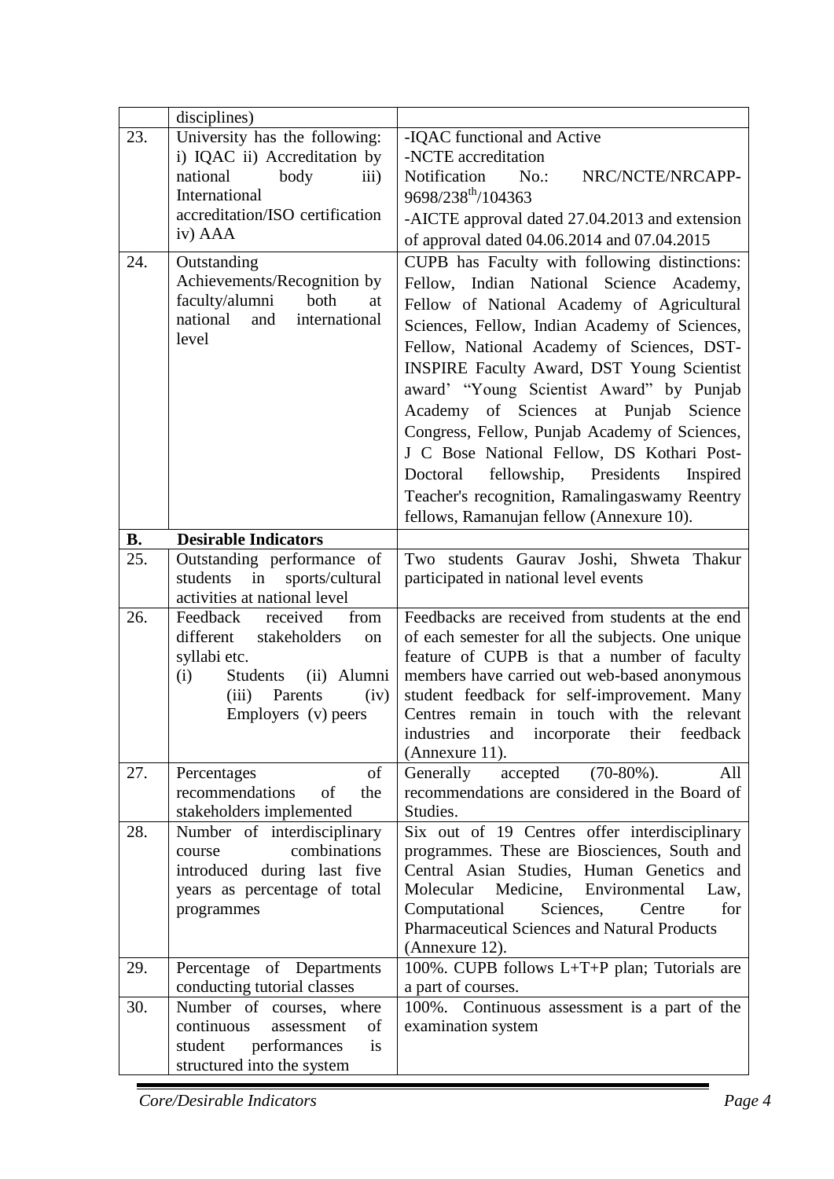| | | |
|---|---|---|
| | disciplines) | |
| 23. | University has the following: i) IQAC ii) Accreditation by national body iii) International accreditation/ISO certification iv) AAA | -IQAC functional and Active<br>-NCTE accreditation<br>Notification No.: NRC/NCTE/NRCAPP-9698/238th/104363<br>-AICTE approval dated 27.04.2013 and extension of approval dated 04.06.2014 and 07.04.2015 |
| 24. | Outstanding Achievements/Recognition by faculty/alumni both at national and international level | CUPB has Faculty with following distinctions: Fellow, Indian National Science Academy, Fellow of National Academy of Agricultural Sciences, Fellow, Indian Academy of Sciences, Fellow, National Academy of Sciences, DST-INSPIRE Faculty Award, DST Young Scientist award' "Young Scientist Award" by Punjab Academy of Sciences at Punjab Science Congress, Fellow, Punjab Academy of Sciences, J C Bose National Fellow, DS Kothari Post-Doctoral fellowship, Presidents Inspired Teacher's recognition, Ramalingaswamy Reentry fellows, Ramanujan fellow (Annexure 10). |
| **B.** | **Desirable Indicators** | |
| 25. | Outstanding performance of students in sports/cultural activities at national level | Two students Gaurav Joshi, Shweta Thakur participated in national level events |
| 26. | Feedback received from different stakeholders on syllabi etc.<br>(i) Students (ii) Alumni (iii) Parents (iv) Employers (v) peers | Feedbacks are received from students at the end of each semester for all the subjects. One unique feature of CUPB is that a number of faculty members have carried out web-based anonymous student feedback for self-improvement. Many Centres remain in touch with the relevant industries and incorporate their feedback (Annexure 11). |
| 27. | Percentages of recommendations of the stakeholders implemented | Generally accepted (70-80%). All recommendations are considered in the Board of Studies. |
| 28. | Number of interdisciplinary course combinations introduced during last five years as percentage of total programmes | Six out of 19 Centres offer interdisciplinary programmes. These are Biosciences, South and Central Asian Studies, Human Genetics and Molecular Medicine, Environmental Law, Computational Sciences, Centre for Pharmaceutical Sciences and Natural Products (Annexure 12). |
| 29. | Percentage of Departments conducting tutorial classes | 100%. CUPB follows L+T+P plan; Tutorials are a part of courses. |
| 30. | Number of courses, where continuous assessment of student performances is structured into the system | 100%. Continuous assessment is a part of the examination system |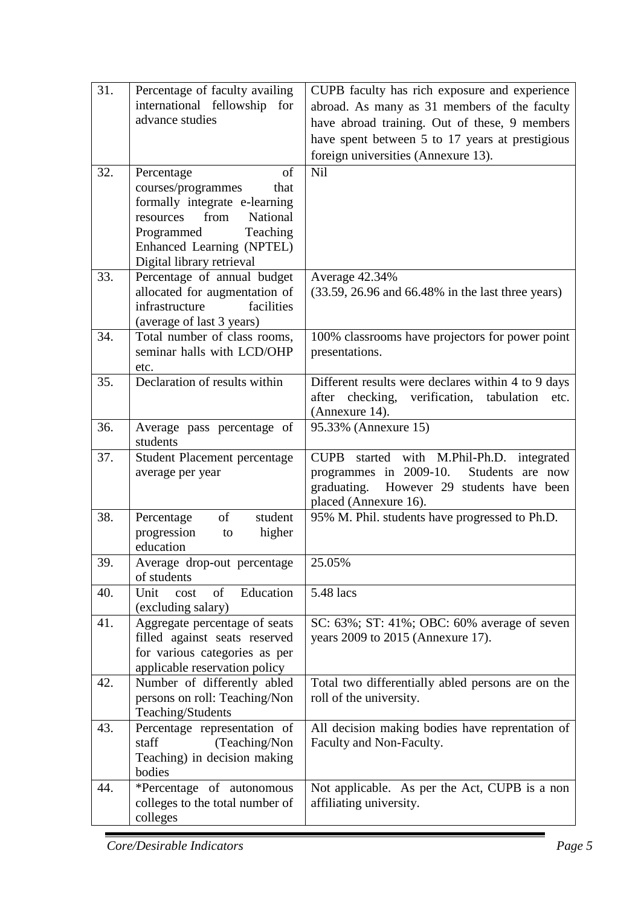| 31. | Percentage of faculty availing international fellowship for advance studies | CUPB faculty has rich exposure and experience abroad. As many as 31 members of the faculty have abroad training. Out of these, 9 members have spent between 5 to 17 years at prestigious foreign universities (Annexure 13). |
|---|---|---|
| 32. | Percentage of courses/programmes that formally integrate e-learning resources from National Programmed Teaching Enhanced Learning (NPTEL) Digital library retrieval | Nil |
| 33. | Percentage of annual budget allocated for augmentation of infrastructure facilities (average of last 3 years) | Average 42.34% (33.59, 26.96 and 66.48% in the last three years) |
| 34. | Total number of class rooms, seminar halls with LCD/OHP etc. | 100% classrooms have projectors for power point presentations. |
| 35. | Declaration of results within | Different results were declares within 4 to 9 days after checking, verification, tabulation etc. (Annexure 14). |
| 36. | Average pass percentage of students | 95.33% (Annexure 15) |
| 37. | Student Placement percentage average per year | CUPB started with M.Phil-Ph.D. integrated programmes in 2009-10. Students are now graduating. However 29 students have been placed (Annexure 16). |
| 38. | Percentage of student progression to higher education | 95% M. Phil. students have progressed to Ph.D. |
| 39. | Average drop-out percentage of students | 25.05% |
| 40. | Unit cost of Education (excluding salary) | 5.48 lacs |
| 41. | Aggregate percentage of seats filled against seats reserved for various categories as per applicable reservation policy | SC: 63%; ST: 41%; OBC: 60% average of seven years 2009 to 2015 (Annexure 17). |
| 42. | Number of differently abled persons on roll: Teaching/Non Teaching/Students | Total two differentially abled persons are on the roll of the university. |
| 43. | Percentage representation of staff (Teaching/Non Teaching) in decision making bodies | All decision making bodies have reprentation of Faculty and Non-Faculty. |
| 44. | *Percentage of autonomous colleges to the total number of colleges | Not applicable. As per the Act, CUPB is a non affiliating university. |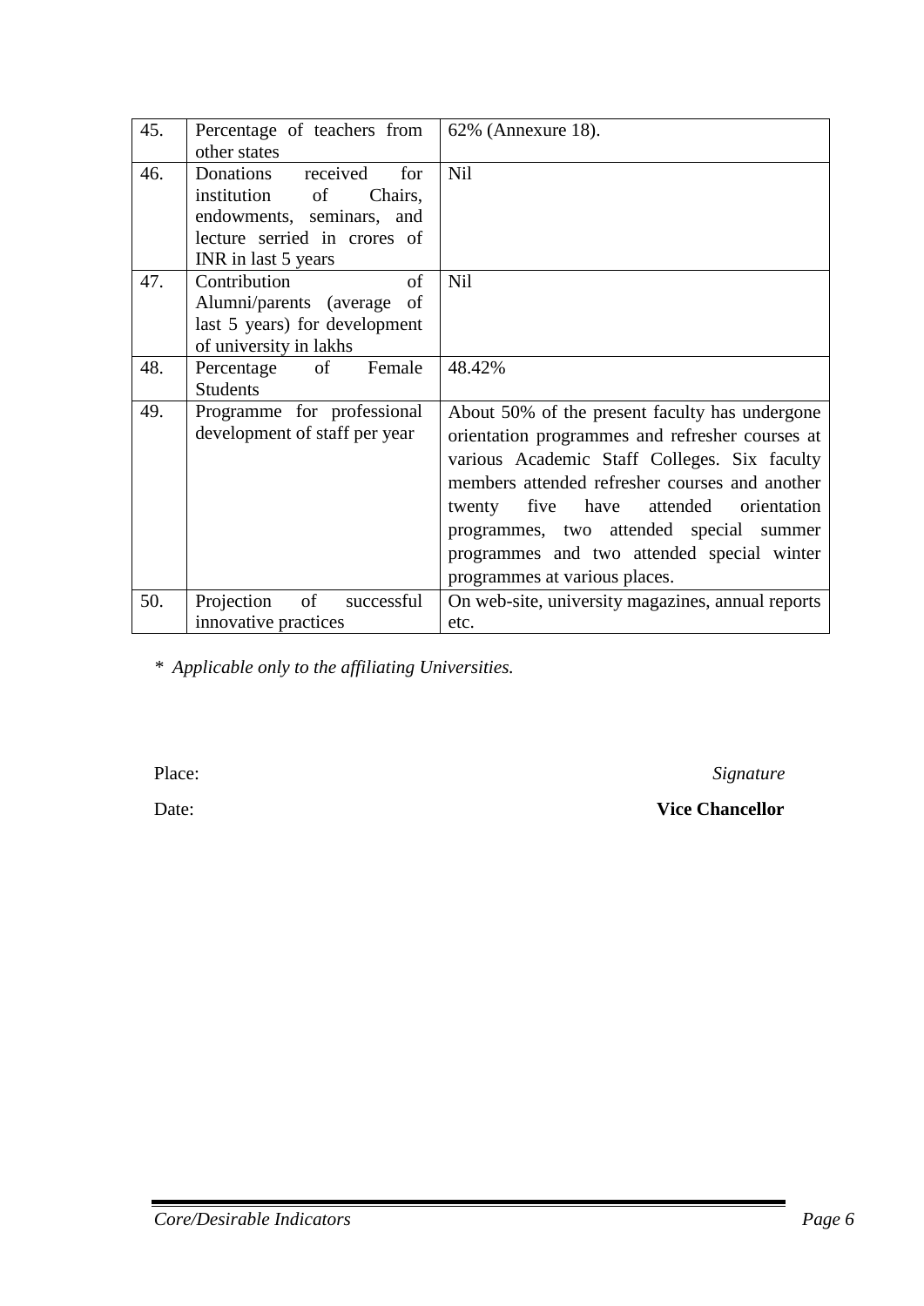| 45. | Percentage of teachers from other states | 62% (Annexure 18). |
|---|---|---|
| 46. | Donations received for institution of Chairs, endowments, seminars, and lecture serried in crores of INR in last 5 years | Nil |
| 47. | Contribution of Alumni/parents (average of last 5 years) for development of university in lakhs | Nil |
| 48. | Percentage of Female Students | 48.42% |
| 49. | Programme for professional development of staff per year | About 50% of the present faculty has undergone orientation programmes and refresher courses at various Academic Staff Colleges. Six faculty members attended refresher courses and another twenty five have attended orientation programmes, two attended special summer programmes and two attended special winter programmes at various places. |
| 50. | Projection of successful innovative practices | On web-site, university magazines, annual reports etc. |

*\* Applicable only to the affiliating Universities.*

Place: *Signature*

Date: **Vice Chancellor**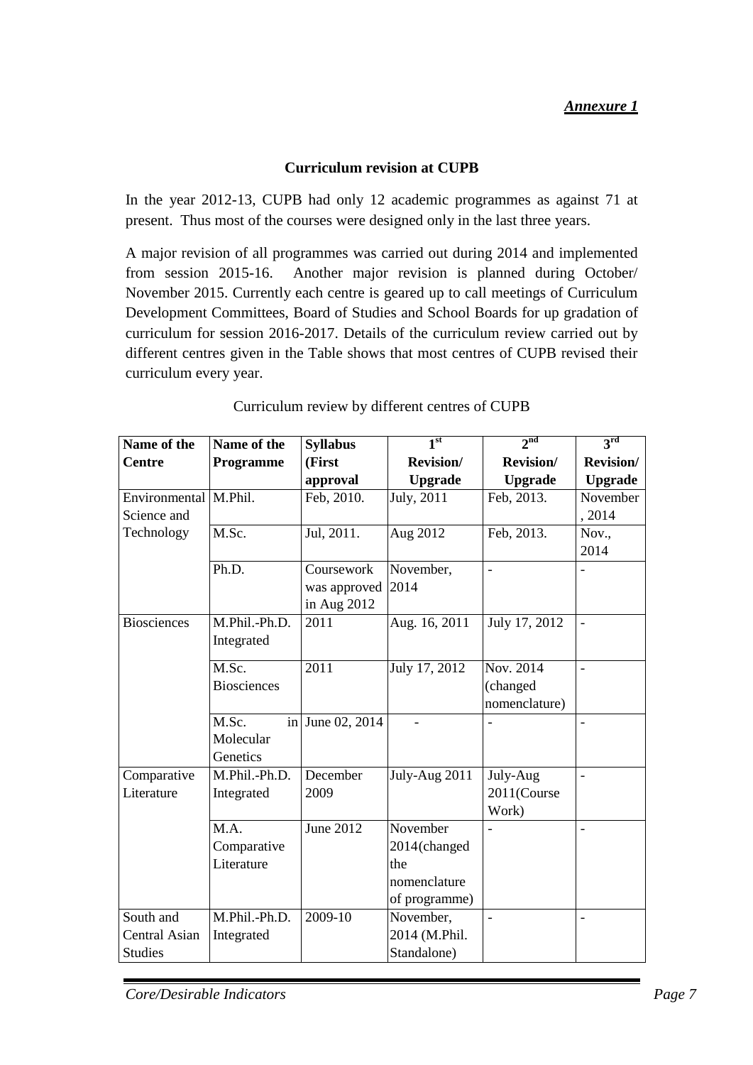*Annexure 1*

**Curriculum revision at CUPB**

In the year 2012-13, CUPB had only 12 academic programmes as against 71 at present. Thus most of the courses were designed only in the last three years.

A major revision of all programmes was carried out during 2014 and implemented from session 2015-16. Another major revision is planned during October/ November 2015. Currently each centre is geared up to call meetings of Curriculum Development Committees, Board of Studies and School Boards for up gradation of curriculum for session 2016-2017. Details of the curriculum review carried out by different centres given in the Table shows that most centres of CUPB revised their curriculum every year.

Curriculum review by different centres of CUPB

| Name of the Centre | Name of the Programme | Syllabus (First approval | 1st Revision/ Upgrade | 2nd Revision/ Upgrade | 3rd Revision/ Upgrade |
|---|---|---|---|---|---|
| Environmental Science and Technology | M.Phil. | Feb, 2010. | July, 2011 | Feb, 2013. | November, 2014 |
| | M.Sc. | Jul, 2011. | Aug 2012 | Feb, 2013. | Nov., 2014 |
| | Ph.D. | Coursework was approved in Aug 2012 | November, 2014 | - | - |
| Biosciences | M.Phil.-Ph.D. Integrated | 2011 | Aug. 16, 2011 | July 17, 2012 | - |
| | M.Sc. Biosciences | 2011 | July 17, 2012 | Nov. 2014 (changed nomenclature) | - |
| | M.Sc. in Molecular Genetics | June 02, 2014 | - | - | - |
| Comparative Literature | M.Phil.-Ph.D. Integrated | December 2009 | July-Aug 2011 | July-Aug 2011(Course Work) | - |
| | M.A. Comparative Literature | June 2012 | November 2014(changed the nomenclature of programme) | - | - |
| South and Central Asian Studies | M.Phil.-Ph.D. Integrated | 2009-10 | November, 2014 (M.Phil. Standalone) | - | - |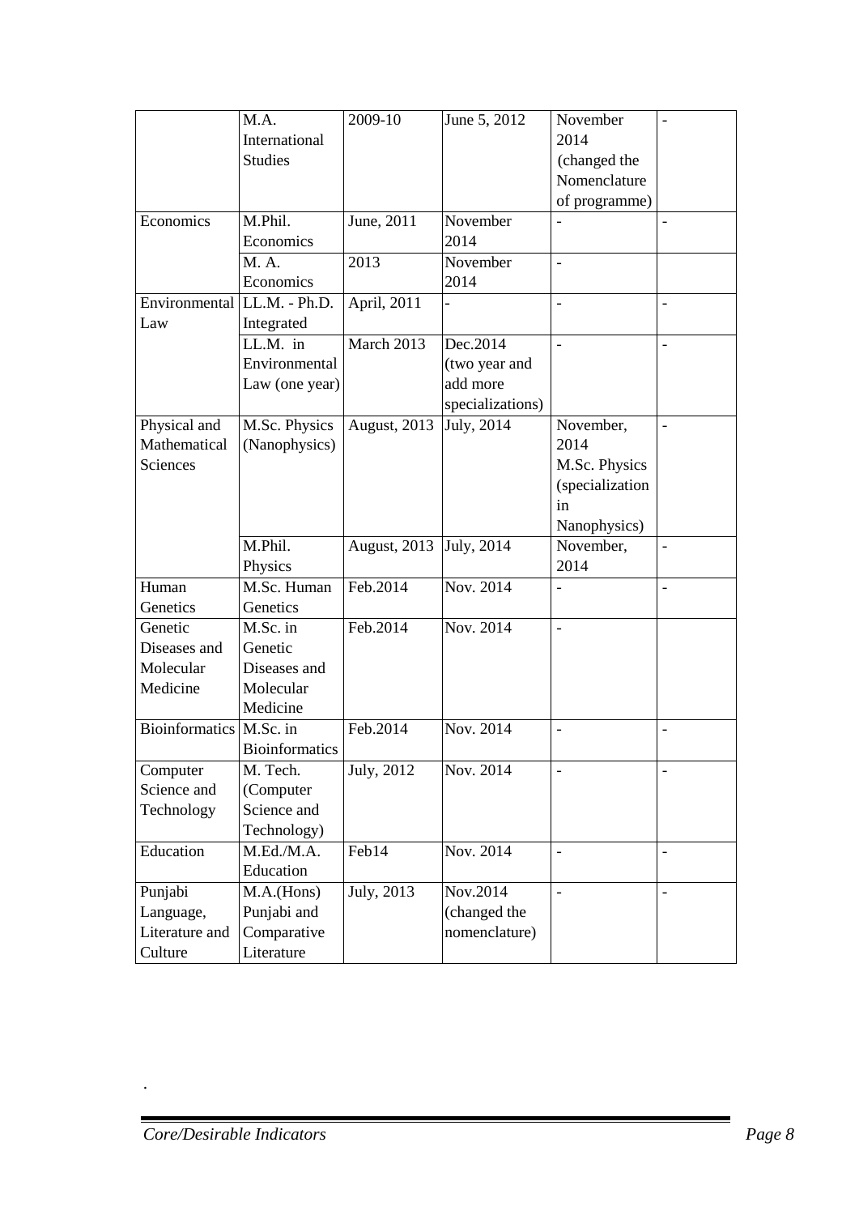|  | M.A. International Studies | 2009-10 | June 5, 2012 | November 2014 (changed the Nomenclature of programme) | - |
|---|---|---|---|---|---|
| Economics | M.Phil. Economics | June, 2011 | November 2014 | - | - |
|  | M. A. Economics | 2013 | November 2014 | - |  |
| Environmental Law | LL.M. - Ph.D. Integrated | April, 2011 | - | - | - |
|  | LL.M. in Environmental Law (one year) | March 2013 | Dec.2014 (two year and add more specializations) | - | - |
| Physical and Mathematical Sciences | M.Sc. Physics (Nanophysics) | August, 2013 | July, 2014 | November, 2014 M.Sc. Physics (specialization in Nanophysics) | - |
|  | M.Phil. Physics | August, 2013 | July, 2014 | November, 2014 | - |
| Human Genetics | M.Sc. Human Genetics | Feb.2014 | Nov. 2014 | - | - |
| Genetic Diseases and Molecular Medicine | M.Sc. in Genetic Diseases and Molecular Medicine | Feb.2014 | Nov. 2014 | - |  |
| Bioinformatics | M.Sc. in Bioinformatics | Feb.2014 | Nov. 2014 | - | - |
| Computer Science and Technology | M. Tech. (Computer Science and Technology) | July, 2012 | Nov. 2014 | - | - |
| Education | M.Ed./M.A. Education | Feb14 | Nov. 2014 | - | - |
| Punjabi Language, Literature and Culture | M.A.(Hons) Punjabi and Comparative Literature | July, 2013 | Nov.2014 (changed the nomenclature) | - | - |

.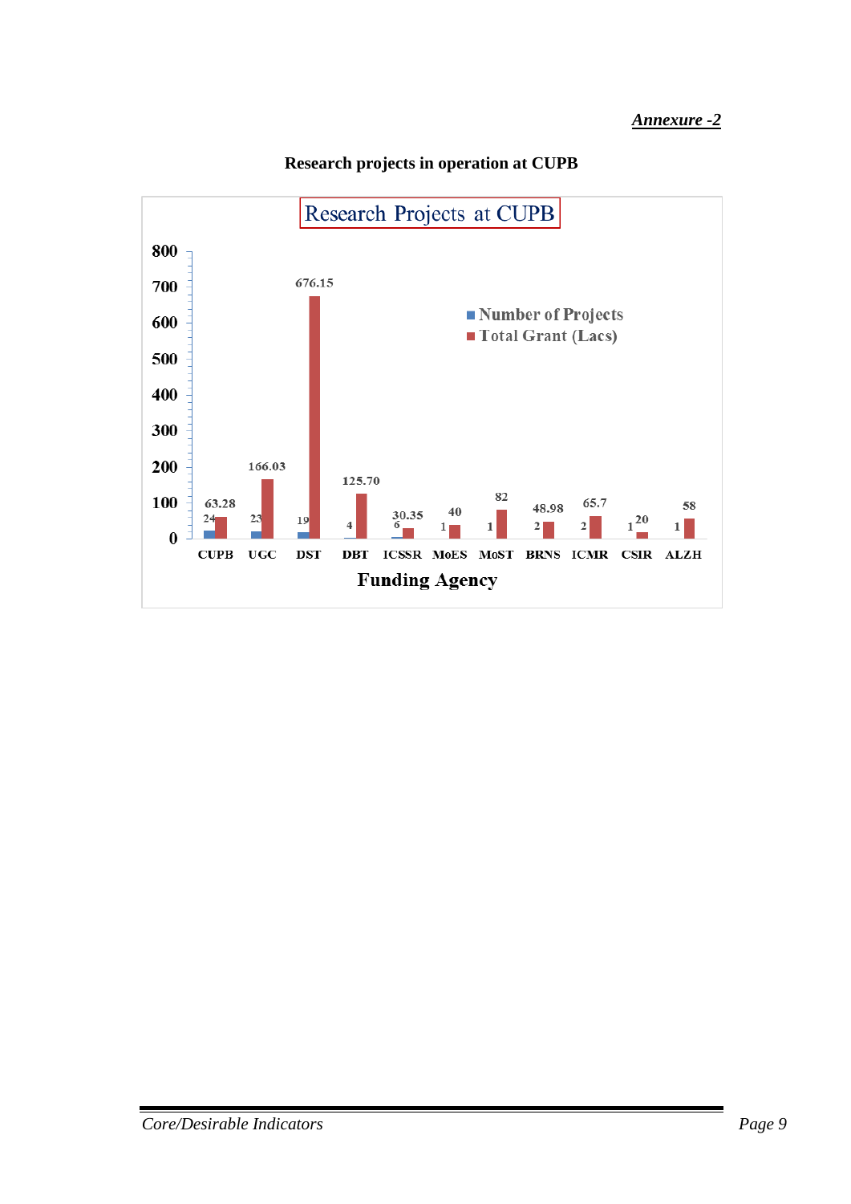***Annexure -2***

**Research projects in operation at CUPB**

Research Projects at CUPB

| Funding Agency | Number of Projects | Total Grant (Lacs) |
|---|---|---|
| CUPB | 24 | 63.28 |
| UGC | 23 | 166.03 |
| DST | 19 | 676.15 |
| DBT | 4 | 125.70 |
| ICSSR | 6 | 30.35 |
| MoES | 1 | 40 |
| MoST | 1 | 82 |
| BRNS | 2 | 48.98 |
| ICMR | 2 | 65.7 |
| CSIR | 1 | 20 |
| ALZH | 1 | 58 |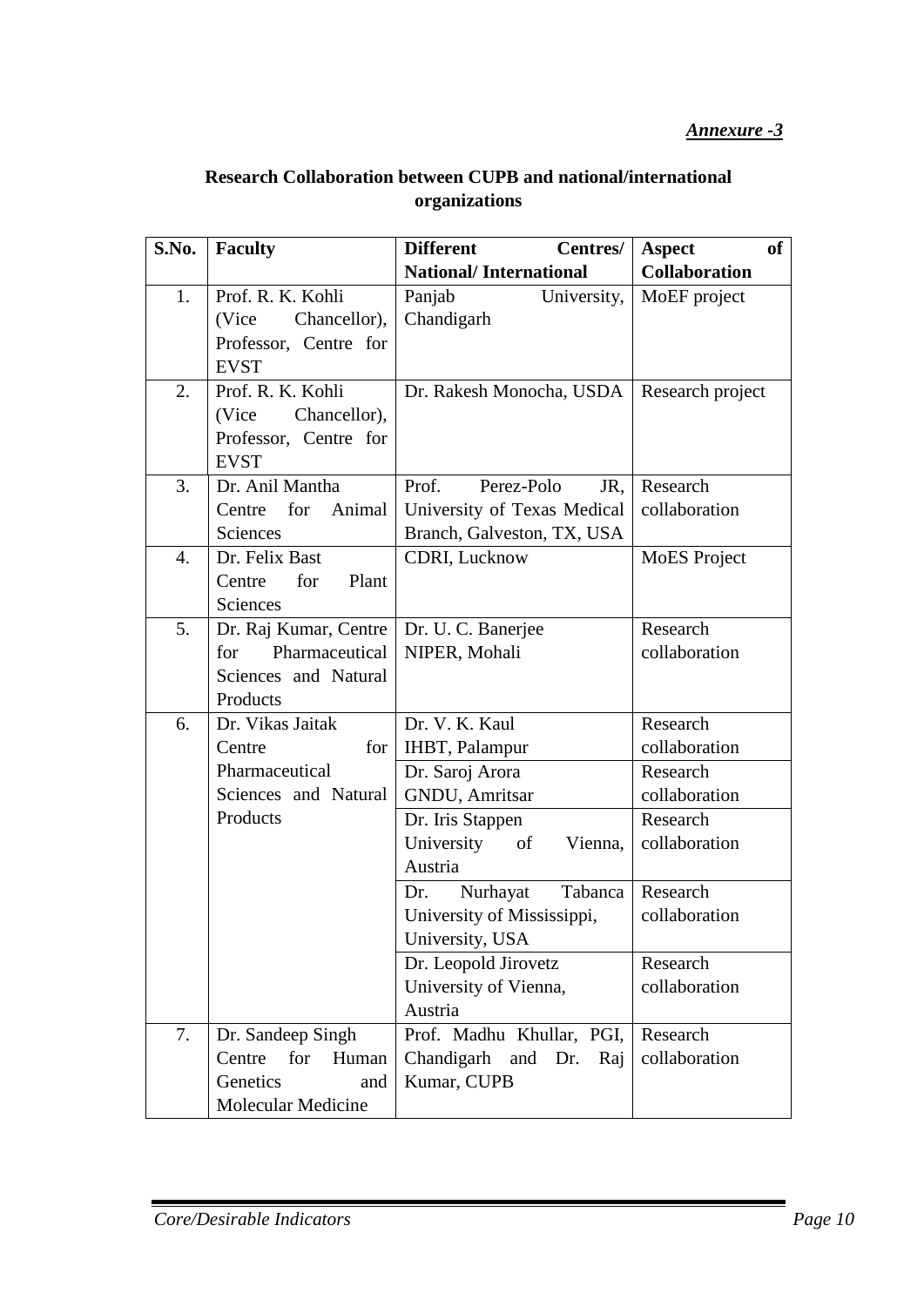*Annexure -3*

**Research Collaboration between CUPB and national/international organizations**

| S.No. | Faculty | Different Centres/ National/ International | Aspect of Collaboration |
|---|---|---|---|
| 1. | Prof. R. K. Kohli (Vice Chancellor), Professor, Centre for EVST | Panjab University, Chandigarh | MoEF project |
| 2. | Prof. R. K. Kohli (Vice Chancellor), Professor, Centre for EVST | Dr. Rakesh Monocha, USDA | Research project |
| 3. | Dr. Anil Mantha Centre for Animal Sciences | Prof. Perez-Polo JR, University of Texas Medical Branch, Galveston, TX, USA | Research collaboration |
| 4. | Dr. Felix Bast Centre for Plant Sciences | CDRI, Lucknow | MoES Project |
| 5. | Dr. Raj Kumar, Centre for Pharmaceutical Sciences and Natural Products | Dr. U. C. Banerjee NIPER, Mohali | Research collaboration |
| 6. | Dr. Vikas Jaitak Centre for Pharmaceutical Sciences and Natural Products | Dr. V. K. Kaul IHBT, Palampur | Research collaboration |
| | | Dr. Saroj Arora GNDU, Amritsar | Research collaboration |
| | | Dr. Iris Stappen University of Vienna, Austria | Research collaboration |
| | | Dr. Nurhayat Tabanca University of Mississippi, University, USA | Research collaboration |
| | | Dr. Leopold Jirovetz University of Vienna, Austria | Research collaboration |
| 7. | Dr. Sandeep Singh Centre for Human Genetics and Molecular Medicine | Prof. Madhu Khullar, PGI, Chandigarh and Dr. Raj Kumar, CUPB | Research collaboration |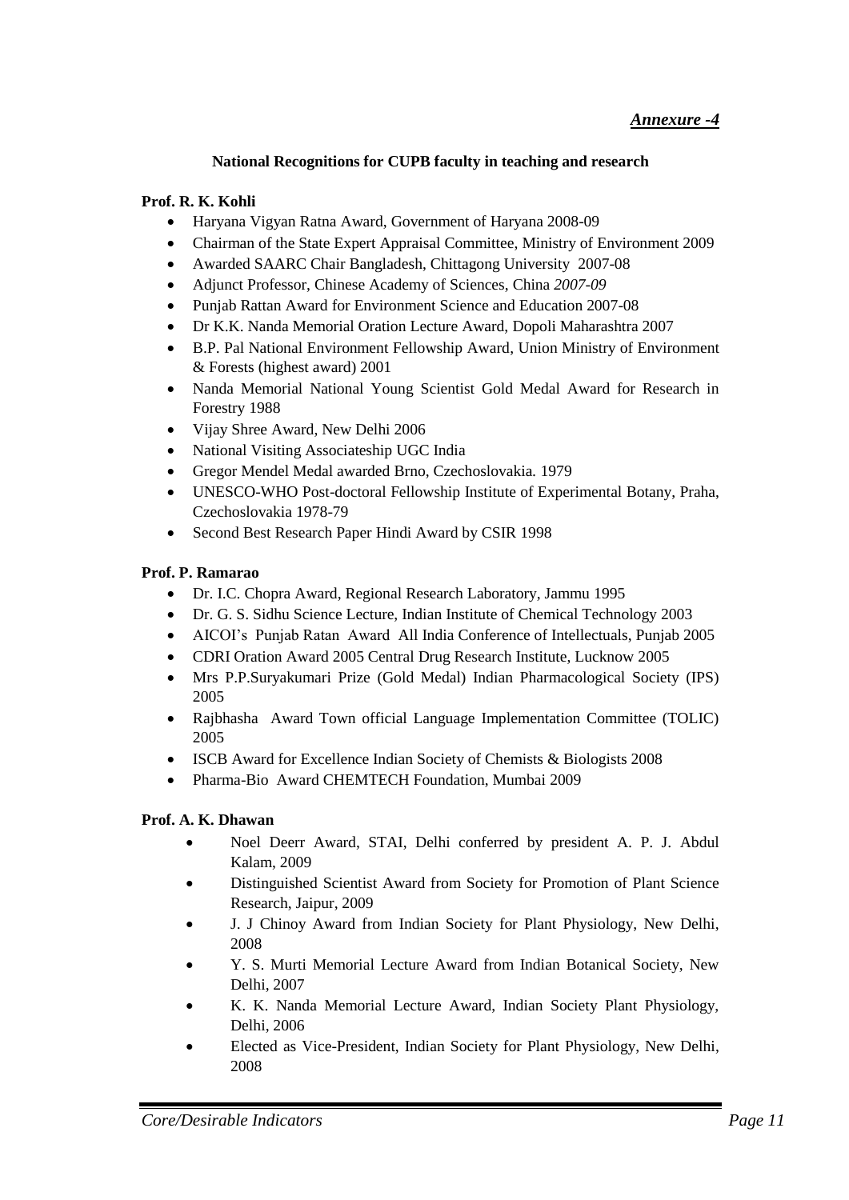***Annexure -4***

**National Recognitions for CUPB faculty in teaching and research**

**Prof. R. K. Kohli**

- Haryana Vigyan Ratna Award, Government of Haryana 2008-09
- Chairman of the State Expert Appraisal Committee, Ministry of Environment 2009
- Awarded SAARC Chair Bangladesh, Chittagong University 2007-08
- Adjunct Professor, Chinese Academy of Sciences, China *2007-09*
- Punjab Rattan Award for Environment Science and Education 2007-08
- Dr K.K. Nanda Memorial Oration Lecture Award, Dopoli Maharashtra 2007
- B.P. Pal National Environment Fellowship Award, Union Ministry of Environment & Forests (highest award) 2001
- Nanda Memorial National Young Scientist Gold Medal Award for Research in Forestry 1988
- Vijay Shree Award, New Delhi 2006
- National Visiting Associateship UGC India
- Gregor Mendel Medal awarded Brno, Czechoslovakia. 1979
- UNESCO-WHO Post-doctoral Fellowship Institute of Experimental Botany, Praha, Czechoslovakia 1978-79
- Second Best Research Paper Hindi Award by CSIR 1998

**Prof. P. Ramarao**

- Dr. I.C. Chopra Award, Regional Research Laboratory, Jammu 1995
- Dr. G. S. Sidhu Science Lecture, Indian Institute of Chemical Technology 2003
- AICOI's Punjab Ratan Award All India Conference of Intellectuals, Punjab 2005
- CDRI Oration Award 2005 Central Drug Research Institute, Lucknow 2005
- Mrs P.P.Suryakumari Prize (Gold Medal) Indian Pharmacological Society (IPS) 2005
- Rajbhasha Award Town official Language Implementation Committee (TOLIC) 2005
- ISCB Award for Excellence Indian Society of Chemists & Biologists 2008
- Pharma-Bio Award CHEMTECH Foundation, Mumbai 2009

**Prof. A. K. Dhawan**

- Noel Deerr Award, STAI, Delhi conferred by president A. P. J. Abdul Kalam, 2009
- Distinguished Scientist Award from Society for Promotion of Plant Science Research, Jaipur, 2009
- J. J Chinoy Award from Indian Society for Plant Physiology, New Delhi, 2008
- Y. S. Murti Memorial Lecture Award from Indian Botanical Society, New Delhi, 2007
- K. K. Nanda Memorial Lecture Award, Indian Society Plant Physiology, Delhi, 2006
- Elected as Vice-President, Indian Society for Plant Physiology, New Delhi, 2008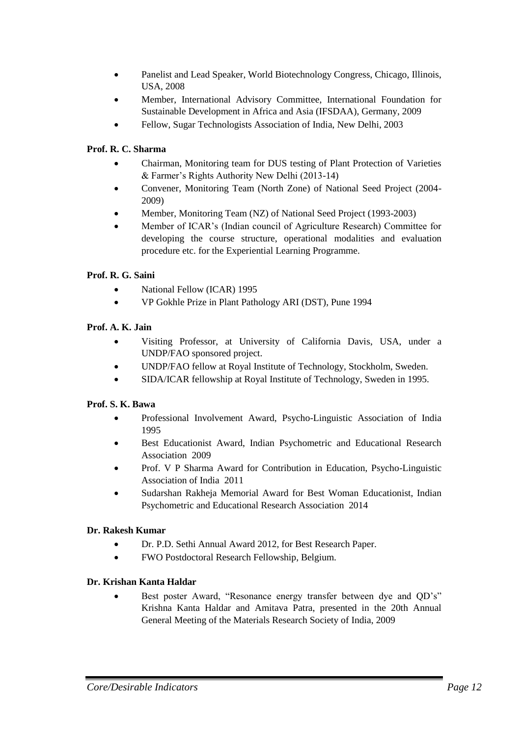- Panelist and Lead Speaker, World Biotechnology Congress, Chicago, Illinois, USA, 2008
- Member, International Advisory Committee, International Foundation for Sustainable Development in Africa and Asia (IFSDAA), Germany, 2009
- Fellow, Sugar Technologists Association of India, New Delhi, 2003

**Prof. R. C. Sharma**

- Chairman, Monitoring team for DUS testing of Plant Protection of Varieties & Farmer's Rights Authority New Delhi (2013-14)
- Convener, Monitoring Team (North Zone) of National Seed Project (2004-2009)
- Member, Monitoring Team (NZ) of National Seed Project (1993-2003)
- Member of ICAR's (Indian council of Agriculture Research) Committee for developing the course structure, operational modalities and evaluation procedure etc. for the Experiential Learning Programme.

**Prof. R. G. Saini**

- National Fellow (ICAR) 1995
- VP Gokhle Prize in Plant Pathology ARI (DST), Pune 1994

**Prof. A. K. Jain**

- Visiting Professor, at University of California Davis, USA, under a UNDP/FAO sponsored project.
- UNDP/FAO fellow at Royal Institute of Technology, Stockholm, Sweden.
- SIDA/ICAR fellowship at Royal Institute of Technology, Sweden in 1995.

**Prof. S. K. Bawa**

- Professional Involvement Award, Psycho-Linguistic Association of India 1995
- Best Educationist Award, Indian Psychometric and Educational Research Association 2009
- Prof. V P Sharma Award for Contribution in Education, Psycho-Linguistic Association of India 2011
- Sudarshan Rakheja Memorial Award for Best Woman Educationist, Indian Psychometric and Educational Research Association 2014

**Dr. Rakesh Kumar**

- Dr. P.D. Sethi Annual Award 2012, for Best Research Paper.
- FWO Postdoctoral Research Fellowship, Belgium.

**Dr. Krishan Kanta Haldar**

- Best poster Award, "Resonance energy transfer between dye and QD's" Krishna Kanta Haldar and Amitava Patra, presented in the 20th Annual General Meeting of the Materials Research Society of India, 2009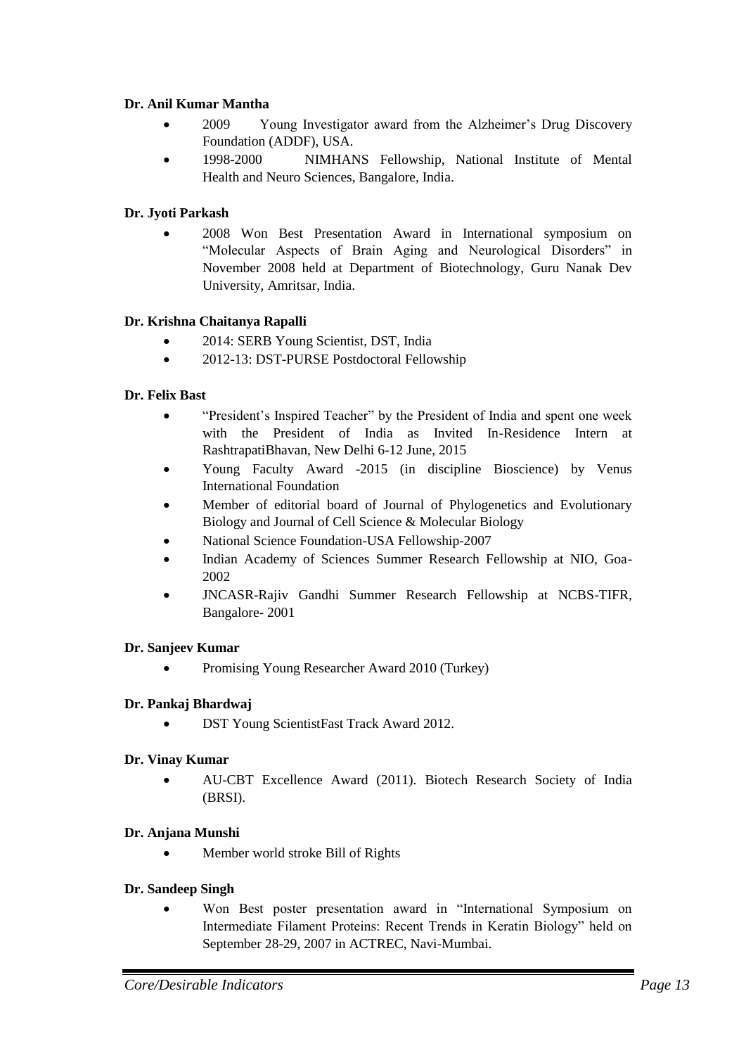**Dr. Anil Kumar Mantha**

- 2009 Young Investigator award from the Alzheimer's Drug Discovery Foundation (ADDF), USA.
- 1998-2000 NIMHANS Fellowship, National Institute of Mental Health and Neuro Sciences, Bangalore, India.

**Dr. Jyoti Parkash**

- 2008 Won Best Presentation Award in International symposium on "Molecular Aspects of Brain Aging and Neurological Disorders" in November 2008 held at Department of Biotechnology, Guru Nanak Dev University, Amritsar, India.

**Dr. Krishna Chaitanya Rapalli**

- 2014: SERB Young Scientist, DST, India
- 2012-13: DST-PURSE Postdoctoral Fellowship

**Dr. Felix Bast**

- "President's Inspired Teacher" by the President of India and spent one week with the President of India as Invited In-Residence Intern at RashtrapatiBhavan, New Delhi 6-12 June, 2015
- Young Faculty Award -2015 (in discipline Bioscience) by Venus International Foundation
- Member of editorial board of Journal of Phylogenetics and Evolutionary Biology and Journal of Cell Science & Molecular Biology
- National Science Foundation-USA Fellowship-2007
- Indian Academy of Sciences Summer Research Fellowship at NIO, Goa-2002
- JNCASR-Rajiv Gandhi Summer Research Fellowship at NCBS-TIFR, Bangalore- 2001

**Dr. Sanjeev Kumar**

- Promising Young Researcher Award 2010 (Turkey)

**Dr. Pankaj Bhardwaj**

- DST Young ScientistFast Track Award 2012.

**Dr. Vinay Kumar**

- AU-CBT Excellence Award (2011). Biotech Research Society of India (BRSI).

**Dr. Anjana Munshi**

- Member world stroke Bill of Rights

**Dr. Sandeep Singh**

- Won Best poster presentation award in "International Symposium on Intermediate Filament Proteins: Recent Trends in Keratin Biology" held on September 28-29, 2007 in ACTREC, Navi-Mumbai.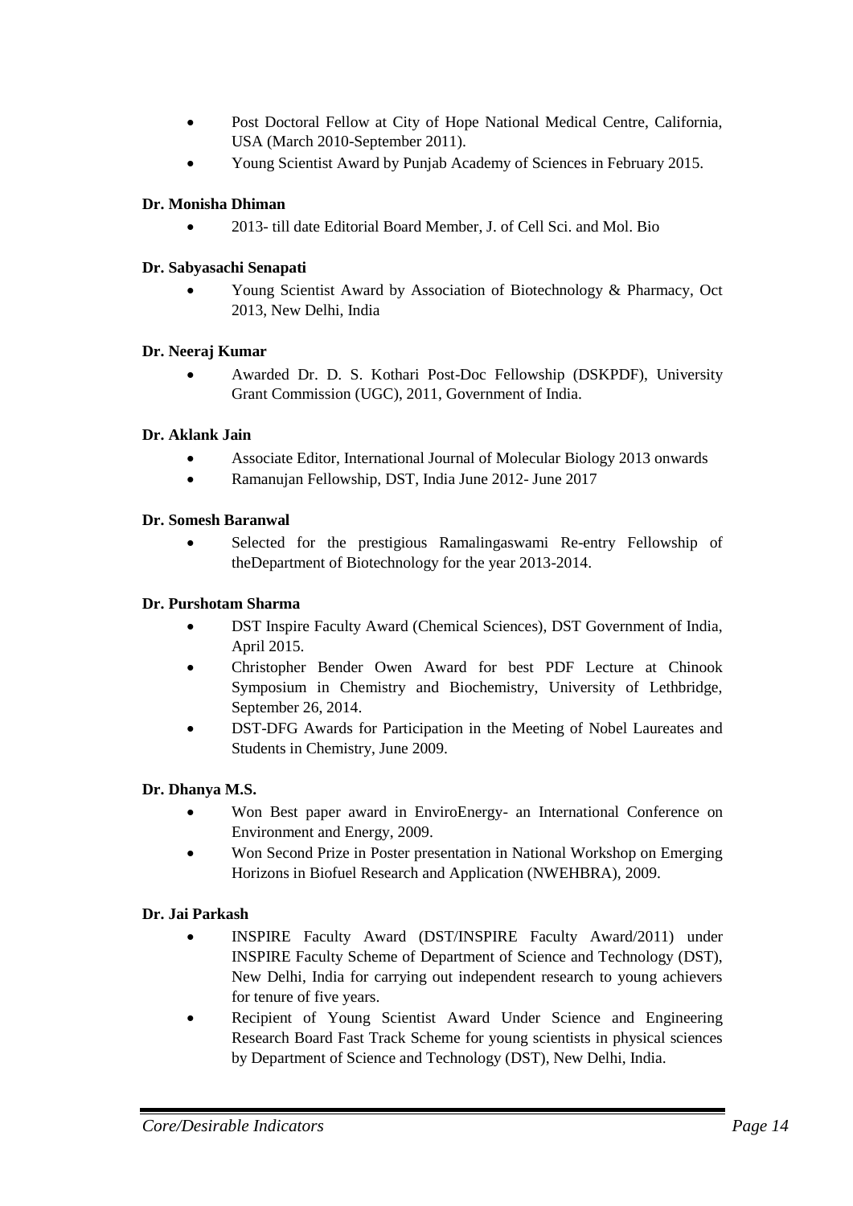- Post Doctoral Fellow at City of Hope National Medical Centre, California, USA (March 2010-September 2011).
- Young Scientist Award by Punjab Academy of Sciences in February 2015.

**Dr. Monisha Dhiman**

- 2013- till date Editorial Board Member, J. of Cell Sci. and Mol. Bio

**Dr. Sabyasachi Senapati**

- Young Scientist Award by Association of Biotechnology & Pharmacy, Oct 2013, New Delhi, India

**Dr. Neeraj Kumar**

- Awarded Dr. D. S. Kothari Post-Doc Fellowship (DSKPDF), University Grant Commission (UGC), 2011, Government of India.

**Dr. Aklank Jain**

- Associate Editor, International Journal of Molecular Biology 2013 onwards
- Ramanujan Fellowship, DST, India June 2012- June 2017

**Dr. Somesh Baranwal**

- Selected for the prestigious Ramalingaswami Re-entry Fellowship of theDepartment of Biotechnology for the year 2013-2014.

**Dr. Purshotam Sharma**

- DST Inspire Faculty Award (Chemical Sciences), DST Government of India, April 2015.
- Christopher Bender Owen Award for best PDF Lecture at Chinook Symposium in Chemistry and Biochemistry, University of Lethbridge, September 26, 2014.
- DST-DFG Awards for Participation in the Meeting of Nobel Laureates and Students in Chemistry, June 2009.

**Dr. Dhanya M.S.**

- Won Best paper award in EnviroEnergy- an International Conference on Environment and Energy, 2009.
- Won Second Prize in Poster presentation in National Workshop on Emerging Horizons in Biofuel Research and Application (NWEHBRA), 2009.

**Dr. Jai Parkash**

- INSPIRE Faculty Award (DST/INSPIRE Faculty Award/2011) under INSPIRE Faculty Scheme of Department of Science and Technology (DST), New Delhi, India for carrying out independent research to young achievers for tenure of five years.
- Recipient of Young Scientist Award Under Science and Engineering Research Board Fast Track Scheme for young scientists in physical sciences by Department of Science and Technology (DST), New Delhi, India.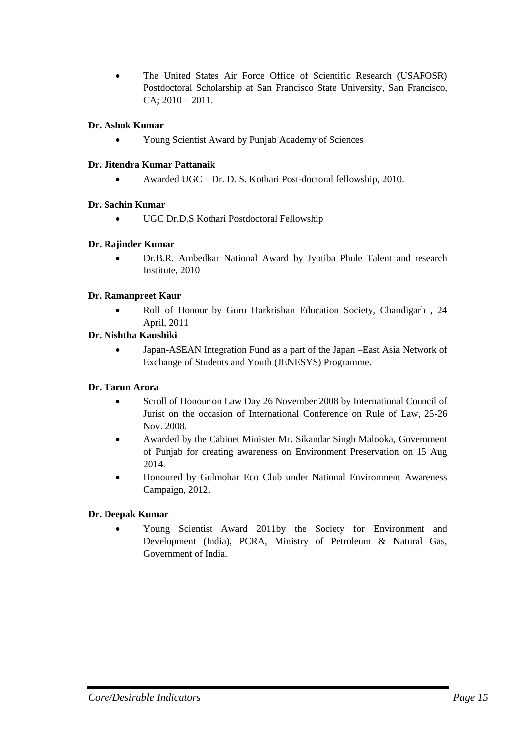- The United States Air Force Office of Scientific Research (USAFOSR) Postdoctoral Scholarship at San Francisco State University, San Francisco, CA; 2010 – 2011.

**Dr. Ashok Kumar**

- Young Scientist Award by Punjab Academy of Sciences

**Dr. Jitendra Kumar Pattanaik**

- Awarded UGC – Dr. D. S. Kothari Post-doctoral fellowship, 2010.

**Dr. Sachin Kumar**

- UGC Dr.D.S Kothari Postdoctoral Fellowship

**Dr. Rajinder Kumar**

- Dr.B.R. Ambedkar National Award by Jyotiba Phule Talent and research Institute, 2010

**Dr. Ramanpreet Kaur**

- Roll of Honour by Guru Harkrishan Education Society, Chandigarh , 24 April, 2011

**Dr. Nishtha Kaushiki**

- Japan-ASEAN Integration Fund as a part of the Japan –East Asia Network of Exchange of Students and Youth (JENESYS) Programme.

**Dr. Tarun Arora**

- Scroll of Honour on Law Day 26 November 2008 by International Council of Jurist on the occasion of International Conference on Rule of Law, 25-26 Nov. 2008.
- Awarded by the Cabinet Minister Mr. Sikandar Singh Malooka, Government of Punjab for creating awareness on Environment Preservation on 15 Aug 2014.
- Honoured by Gulmohar Eco Club under National Environment Awareness Campaign, 2012.

**Dr. Deepak Kumar**

- Young Scientist Award 2011by the Society for Environment and Development (India), PCRA, Ministry of Petroleum & Natural Gas, Government of India.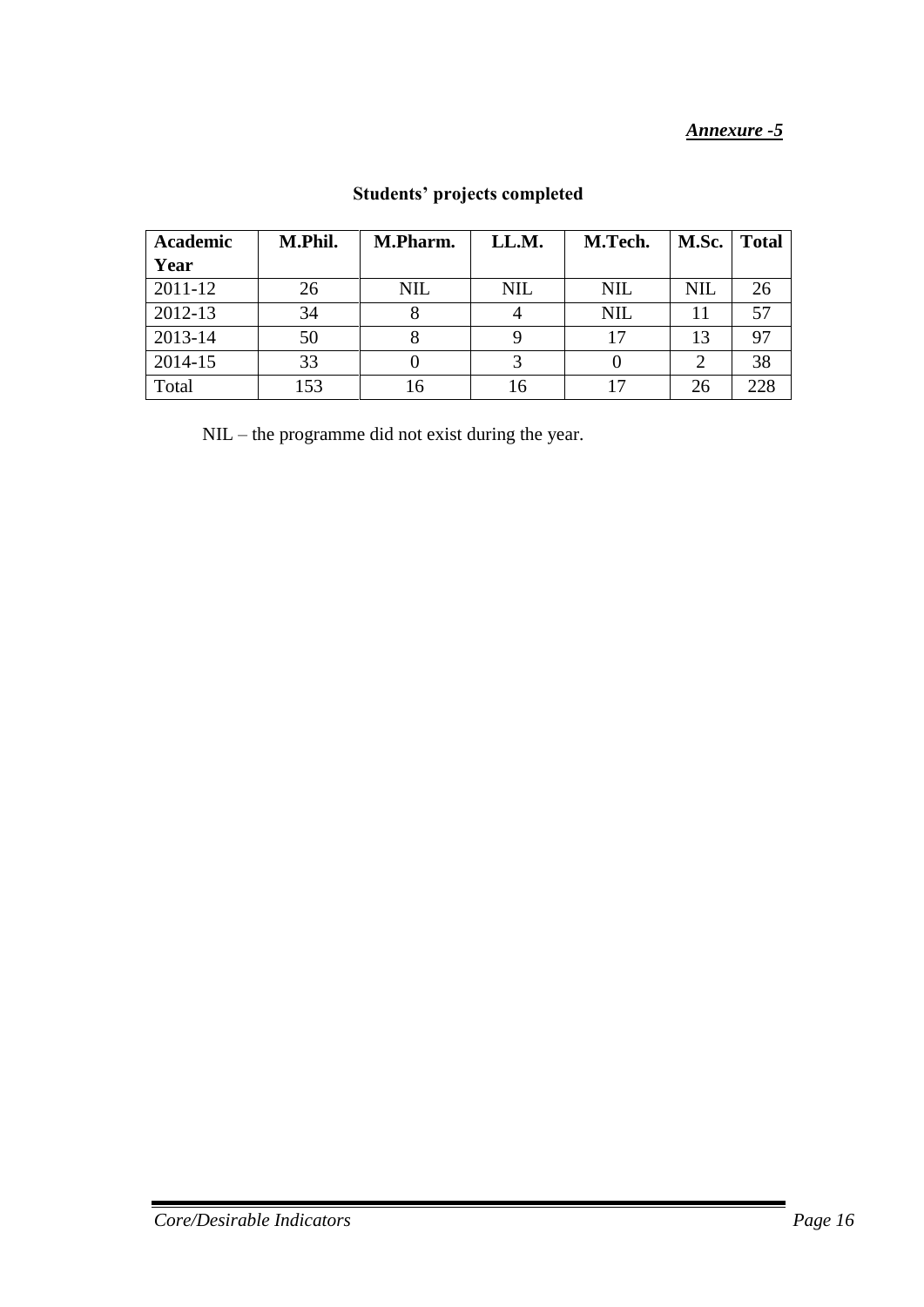***Annexure -5***

## Students' projects completed

| Academic Year | M.Phil. | M.Pharm. | LL.M. | M.Tech. | M.Sc. | Total |
|---|---|---|---|---|---|---|
| 2011-12 | 26 | NIL | NIL | NIL | NIL | 26 |
| 2012-13 | 34 | 8 | 4 | NIL | 11 | 57 |
| 2013-14 | 50 | 8 | 9 | 17 | 13 | 97 |
| 2014-15 | 33 | 0 | 3 | 0 | 2 | 38 |
| Total | 153 | 16 | 16 | 17 | 26 | 228 |

NIL – the programme did not exist during the year.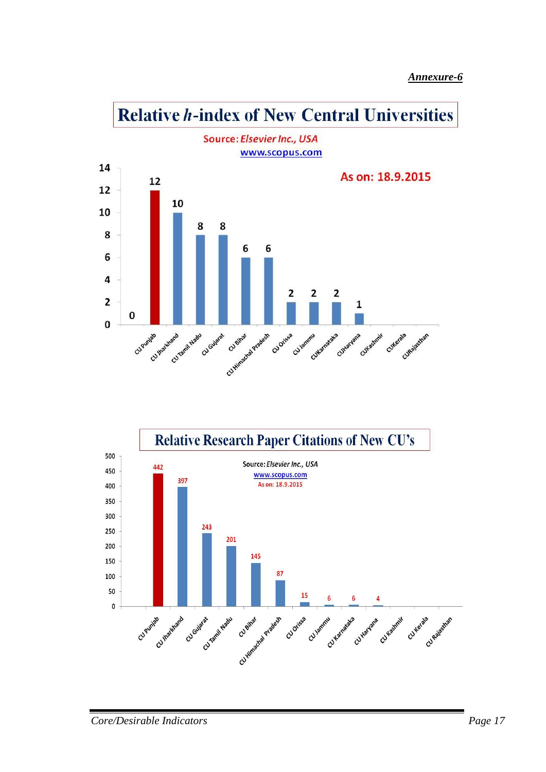*Annexure-6*

## Relative *h*-index of New Central Universities

Source: *Elsevier Inc., USA*
www.scopus.com

As on: 18.9.2015

| University | h-index |
|---|---|
| CU Punjab | 12 |
| CU Jharkhand | 10 |
| CU Tamil Nadu | 8 |
| CU Gujarat | 8 |
| CU Bihar | 6 |
| CU Himachal Pradesh | 6 |
| CU Orissa | 2 |
| CU Jammu | 2 |
| CUKarnataka | 2 |
| CUHaryana | 1 |
| CUKashmir | |
| CUKerala | |
| CURajasthan | |

(A value label of 0 also appears at the start of the chart.)

## Relative Research Paper Citations of New CU's

Source: *Elsevier Inc., USA*
www.scopus.com
As on: 18.9.2015

| University | Citations |
|---|---|
| CU Punjab | 442 |
| CU Jharkhand | 397 |
| CU Gujarat | 243 |
| CU Tamil Nadu | 201 |
| CU Bihar | 145 |
| CU Himachal Pradesh | 87 |
| CU Orissa | 15 |
| CU Jammu | 6 |
| CU Karnataka | 6 |
| CU Haryana | 4 |
| CU Kashmir | |
| CU Kerala | |
| CU Rajasthan | |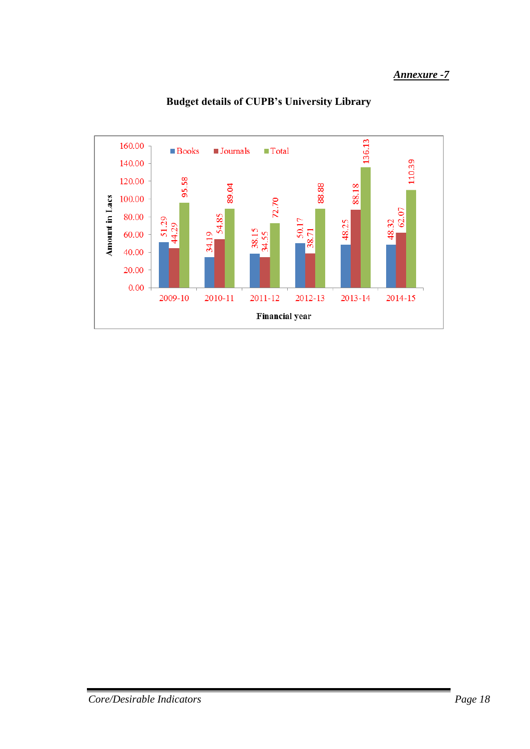***Annexure -7***

**Budget details of CUPB's University Library**

Amount in Lacs

| Financial year | Books | Journals | Total |
|---|---|---|---|
| 2009-10 | 51.29 | 44.29 | 95.58 |
| 2010-11 | 34.19 | 54.85 | 89.04 |
| 2011-12 | 38.15 | 34.55 | 72.70 |
| 2012-13 | 50.17 | 38.71 | 88.88 |
| 2013-14 | 48.25 | 88.18 | 136.13 |
| 2014-15 | 48.32 | 62.07 | 110.39 |

*Core/Desirable Indicators*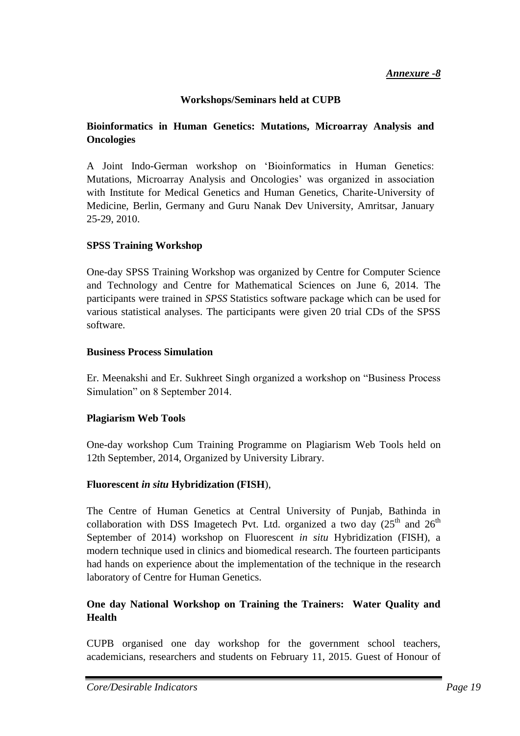*Annexure -8*

## Workshops/Seminars held at CUPB

### Bioinformatics in Human Genetics: Mutations, Microarray Analysis and Oncologies

A Joint Indo-German workshop on 'Bioinformatics in Human Genetics: Mutations, Microarray Analysis and Oncologies' was organized in association with Institute for Medical Genetics and Human Genetics, Charite-University of Medicine, Berlin, Germany and Guru Nanak Dev University, Amritsar, January 25-29, 2010.

### SPSS Training Workshop

One-day SPSS Training Workshop was organized by Centre for Computer Science and Technology and Centre for Mathematical Sciences on June 6, 2014. The participants were trained in *SPSS* Statistics software package which can be used for various statistical analyses. The participants were given 20 trial CDs of the SPSS software.

### Business Process Simulation

Er. Meenakshi and Er. Sukhreet Singh organized a workshop on "Business Process Simulation" on 8 September 2014.

### Plagiarism Web Tools

One-day workshop Cum Training Programme on Plagiarism Web Tools held on 12th September, 2014, Organized by University Library.

### Fluorescent *in situ* Hybridization (FISH),

The Centre of Human Genetics at Central University of Punjab, Bathinda in collaboration with DSS Imagetech Pvt. Ltd. organized a two day ($25^{th}$ and $26^{th}$ September of 2014) workshop on Fluorescent *in situ* Hybridization (FISH), a modern technique used in clinics and biomedical research. The fourteen participants had hands on experience about the implementation of the technique in the research laboratory of Centre for Human Genetics.

### One day National Workshop on Training the Trainers: Water Quality and Health

CUPB organised one day workshop for the government school teachers, academicians, researchers and students on February 11, 2015. Guest of Honour of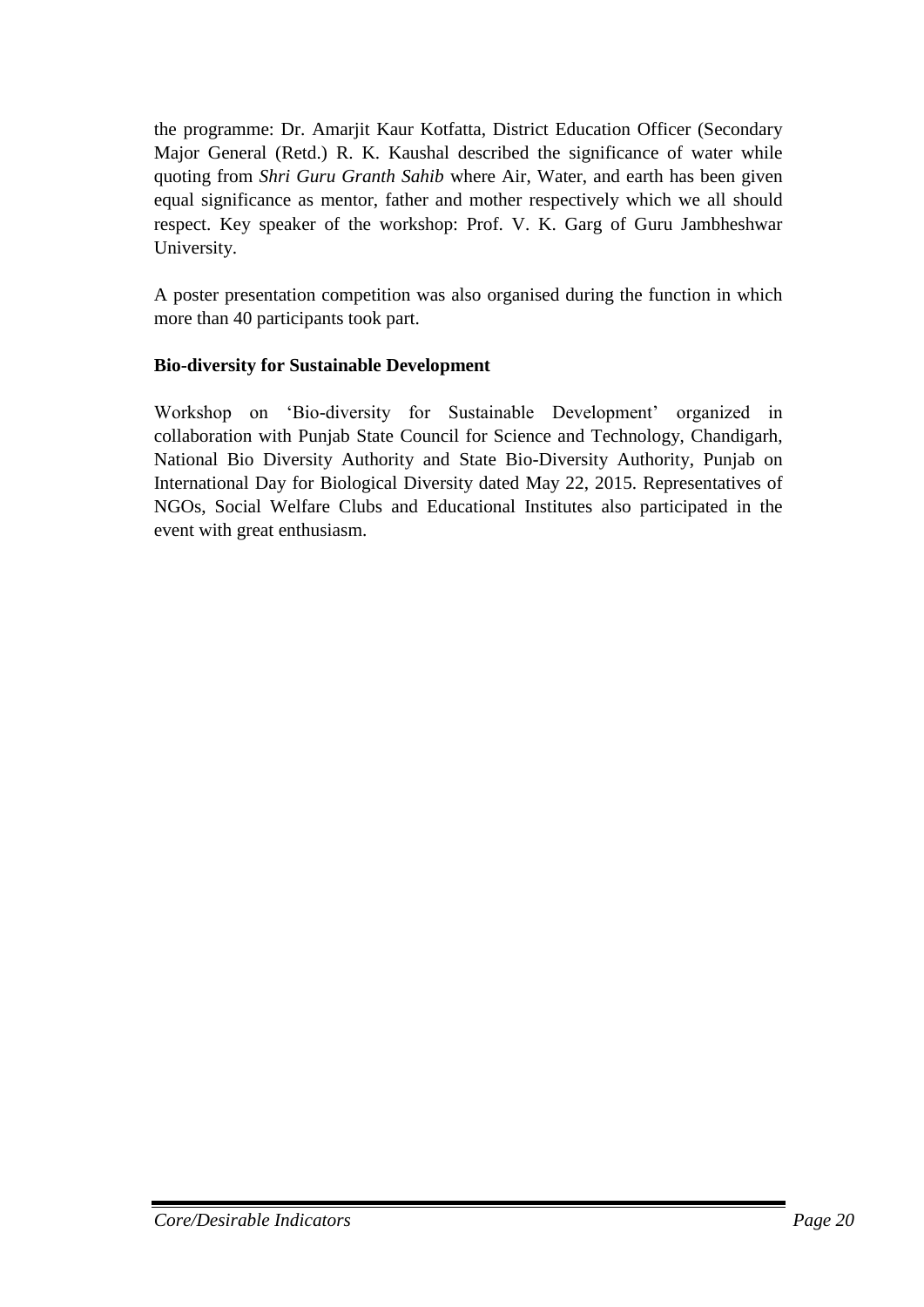the programme: Dr. Amarjit Kaur Kotfatta, District Education Officer (Secondary Major General (Retd.) R. K. Kaushal described the significance of water while quoting from *Shri Guru Granth Sahib* where Air, Water, and earth has been given equal significance as mentor, father and mother respectively which we all should respect. Key speaker of the workshop: Prof. V. K. Garg of Guru Jambheshwar University.

A poster presentation competition was also organised during the function in which more than 40 participants took part.

**Bio-diversity for Sustainable Development**

Workshop on 'Bio-diversity for Sustainable Development' organized in collaboration with Punjab State Council for Science and Technology, Chandigarh, National Bio Diversity Authority and State Bio-Diversity Authority, Punjab on International Day for Biological Diversity dated May 22, 2015. Representatives of NGOs, Social Welfare Clubs and Educational Institutes also participated in the event with great enthusiasm.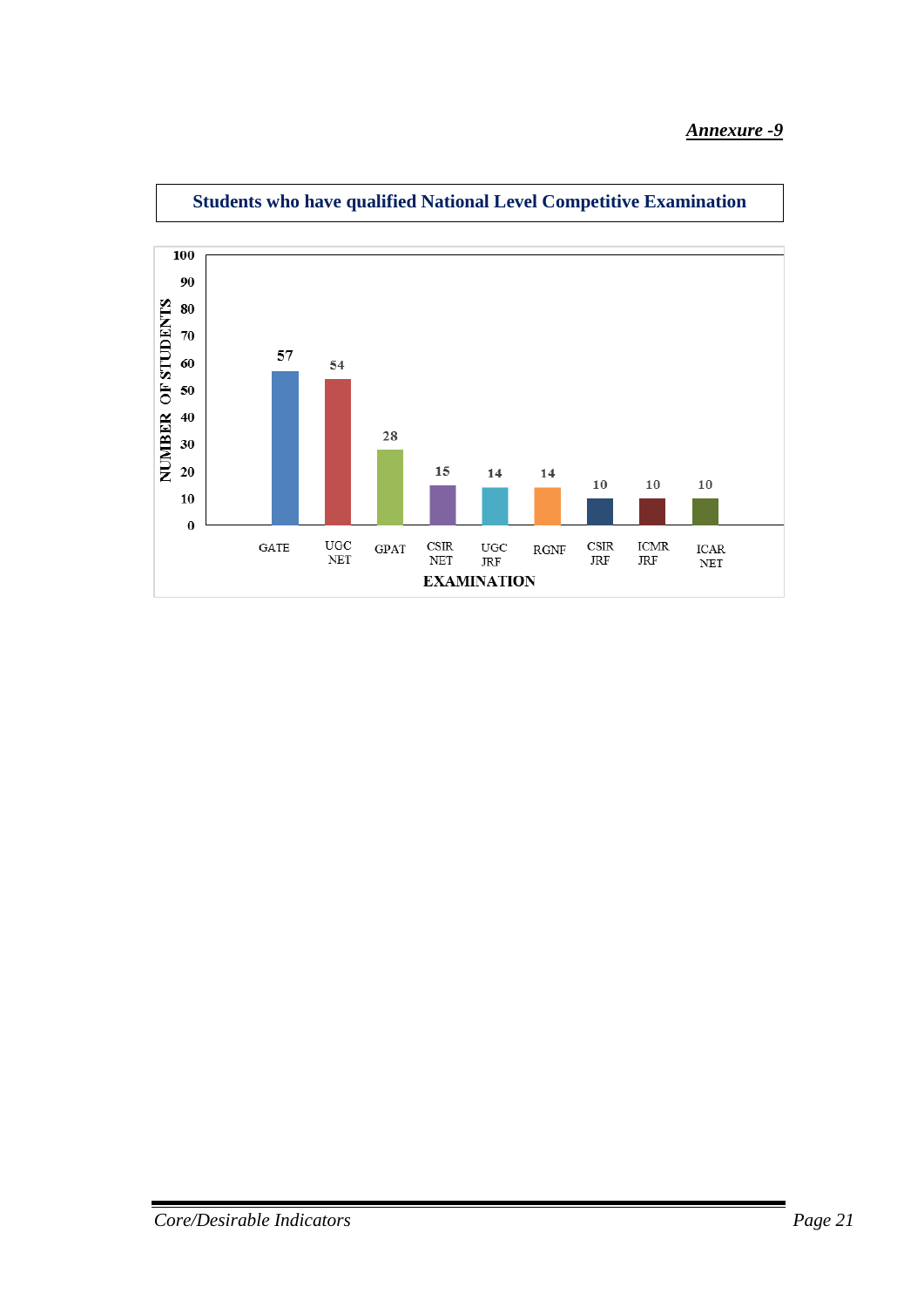***Annexure -9***

## Students who have qualified National Level Competitive Examination

| EXAMINATION | NUMBER OF STUDENTS |
|---|---|
| GATE | 57 |
| UGC NET | 54 |
| GPAT | 28 |
| CSIR NET | 15 |
| UGC JRF | 14 |
| RGNF | 14 |
| CSIR JRF | 10 |
| ICMR JRF | 10 |
| ICAR NET | 10 |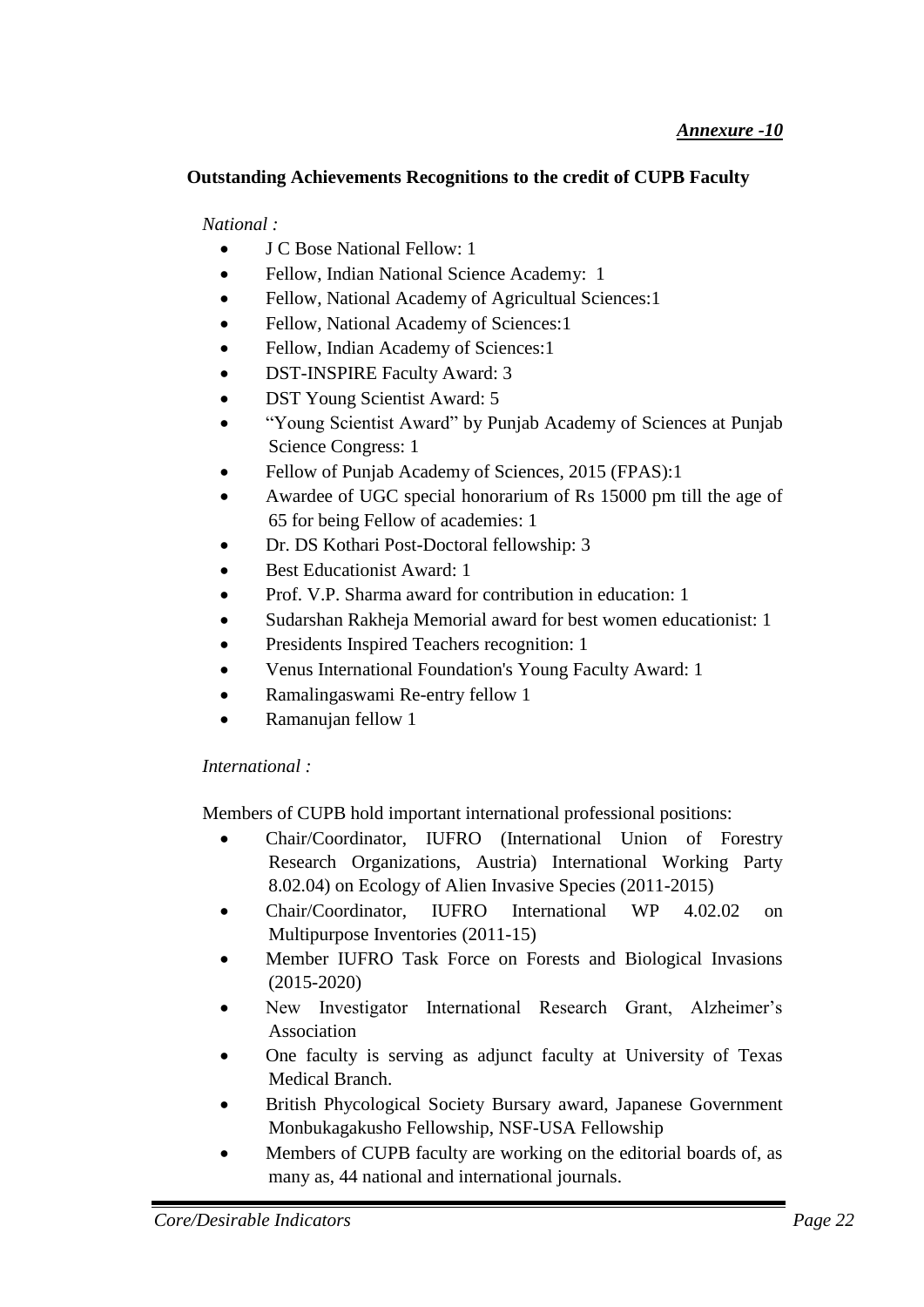***Annexure -10***

**Outstanding Achievements Recognitions to the credit of CUPB Faculty**

*National :*

- J C Bose National Fellow: 1
- Fellow, Indian National Science Academy: 1
- Fellow, National Academy of Agricultual Sciences:1
- Fellow, National Academy of Sciences:1
- Fellow, Indian Academy of Sciences:1
- DST-INSPIRE Faculty Award: 3
- DST Young Scientist Award: 5
- "Young Scientist Award" by Punjab Academy of Sciences at Punjab Science Congress: 1
- Fellow of Punjab Academy of Sciences, 2015 (FPAS):1
- Awardee of UGC special honorarium of Rs 15000 pm till the age of 65 for being Fellow of academies: 1
- Dr. DS Kothari Post-Doctoral fellowship: 3
- Best Educationist Award: 1
- Prof. V.P. Sharma award for contribution in education: 1
- Sudarshan Rakheja Memorial award for best women educationist: 1
- Presidents Inspired Teachers recognition: 1
- Venus International Foundation's Young Faculty Award: 1
- Ramalingaswami Re-entry fellow 1
- Ramanujan fellow 1

*International :*

Members of CUPB hold important international professional positions:

- Chair/Coordinator, IUFRO (International Union of Forestry Research Organizations, Austria) International Working Party 8.02.04) on Ecology of Alien Invasive Species (2011-2015)
- Chair/Coordinator, IUFRO International WP 4.02.02 on Multipurpose Inventories (2011-15)
- Member IUFRO Task Force on Forests and Biological Invasions (2015-2020)
- New Investigator International Research Grant, Alzheimer's Association
- One faculty is serving as adjunct faculty at University of Texas Medical Branch.
- British Phycological Society Bursary award, Japanese Government Monbukagakusho Fellowship, NSF-USA Fellowship
- Members of CUPB faculty are working on the editorial boards of, as many as, 44 national and international journals.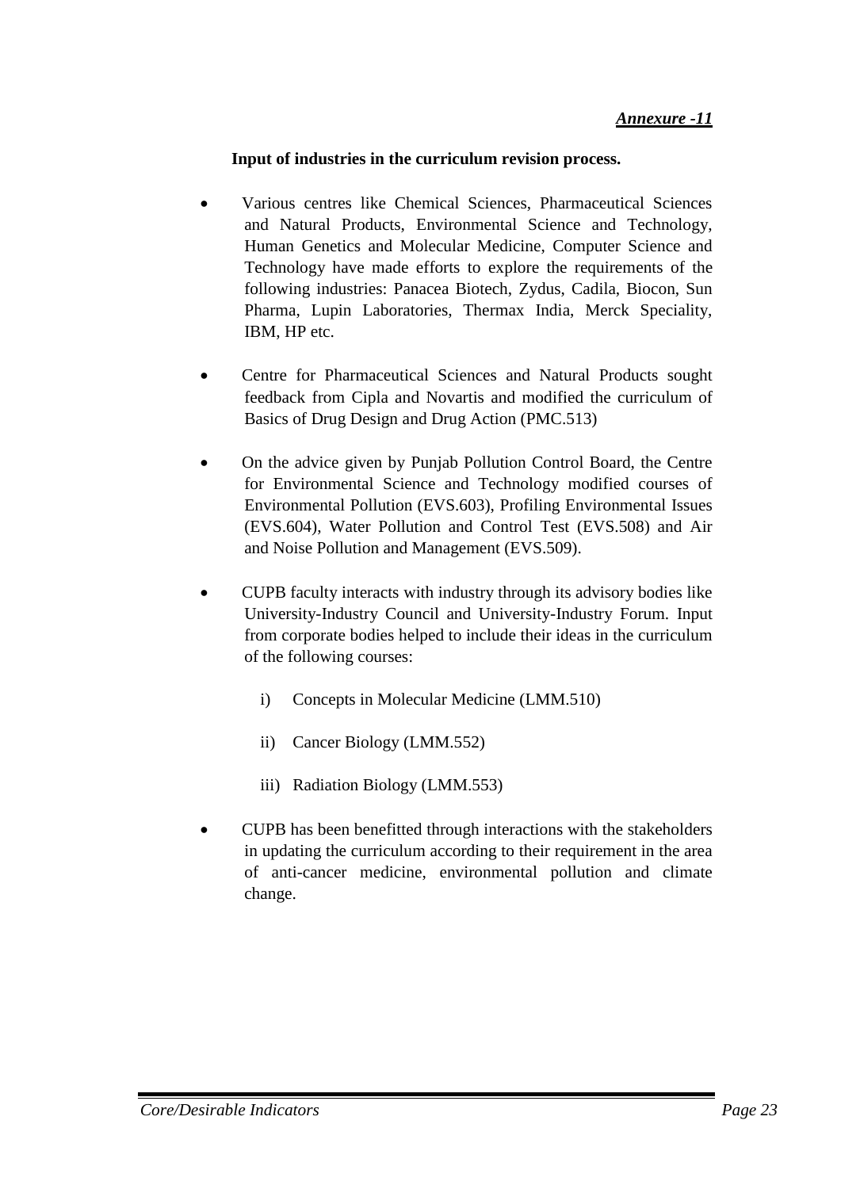*Annexure -11*

**Input of industries in the curriculum revision process.**

- Various centres like Chemical Sciences, Pharmaceutical Sciences and Natural Products, Environmental Science and Technology, Human Genetics and Molecular Medicine, Computer Science and Technology have made efforts to explore the requirements of the following industries: Panacea Biotech, Zydus, Cadila, Biocon, Sun Pharma, Lupin Laboratories, Thermax India, Merck Speciality, IBM, HP etc.

- Centre for Pharmaceutical Sciences and Natural Products sought feedback from Cipla and Novartis and modified the curriculum of Basics of Drug Design and Drug Action (PMC.513)

- On the advice given by Punjab Pollution Control Board, the Centre for Environmental Science and Technology modified courses of Environmental Pollution (EVS.603), Profiling Environmental Issues (EVS.604), Water Pollution and Control Test (EVS.508) and Air and Noise Pollution and Management (EVS.509).

- CUPB faculty interacts with industry through its advisory bodies like University-Industry Council and University-Industry Forum. Input from corporate bodies helped to include their ideas in the curriculum of the following courses:

    i) Concepts in Molecular Medicine (LMM.510)

    ii) Cancer Biology (LMM.552)

    iii) Radiation Biology (LMM.553)

- CUPB has been benefitted through interactions with the stakeholders in updating the curriculum according to their requirement in the area of anti-cancer medicine, environmental pollution and climate change.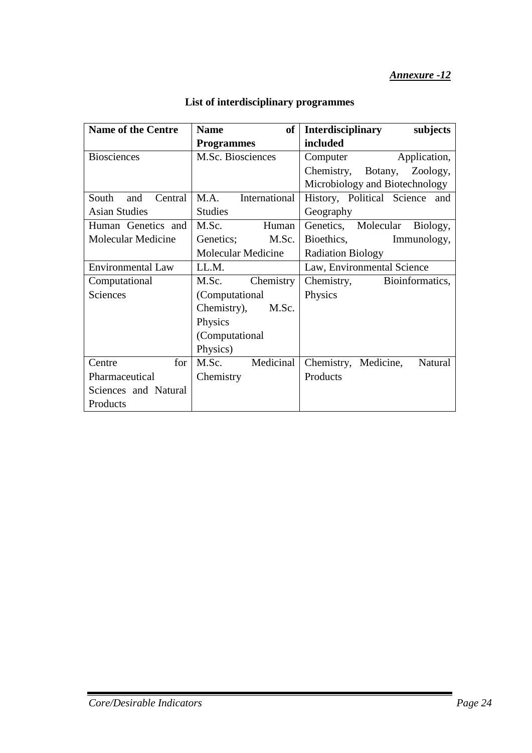***Annexure -12***

**List of interdisciplinary programmes**

| **Name of the Centre** | **Name of Programmes** | **Interdisciplinary subjects included** |
|---|---|---|
| Biosciences | M.Sc. Biosciences | Computer Application, Chemistry, Botany, Zoology, Microbiology and Biotechnology |
| South and Central Asian Studies | M.A. International Studies | History, Political Science and Geography |
| Human Genetics and Molecular Medicine | M.Sc. Human Genetics; M.Sc. Molecular Medicine | Genetics, Molecular Biology, Bioethics, Immunology, Radiation Biology |
| Environmental Law | LL.M. | Law, Environmental Science |
| Computational Sciences | M.Sc. Chemistry (Computational Chemistry), M.Sc. Physics (Computational Physics) | Chemistry, Bioinformatics, Physics |
| Centre for Pharmaceutical Sciences and Natural Products | M.Sc. Medicinal Chemistry | Chemistry, Medicine, Natural Products |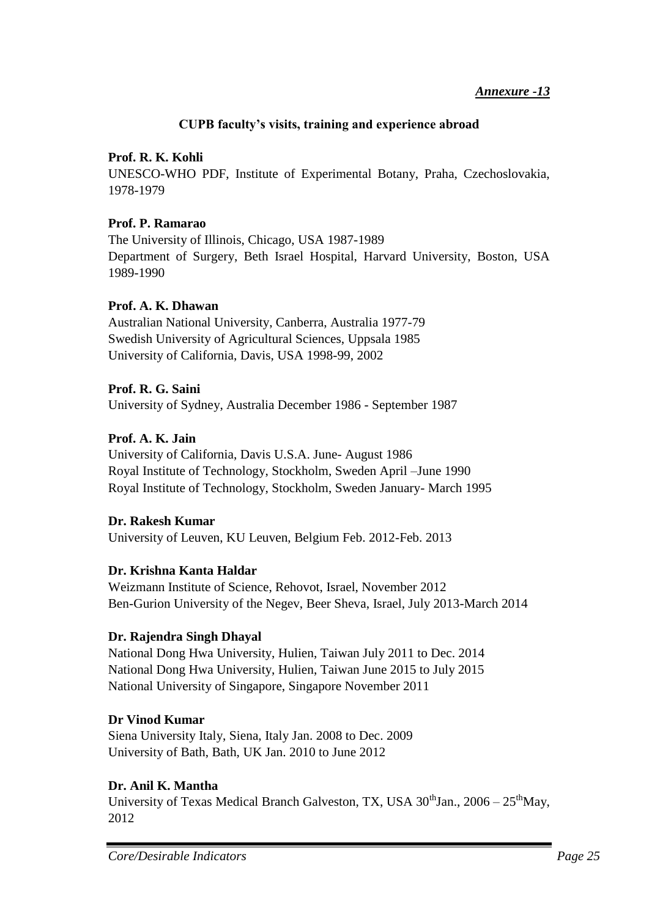*__Annexure -13__*

**CUPB faculty's visits, training and experience abroad**

**Prof. R. K. Kohli**
UNESCO-WHO PDF, Institute of Experimental Botany, Praha, Czechoslovakia, 1978-1979

**Prof. P. Ramarao**
The University of Illinois, Chicago, USA 1987-1989
Department of Surgery, Beth Israel Hospital, Harvard University, Boston, USA 1989-1990

**Prof. A. K. Dhawan**
Australian National University, Canberra, Australia 1977-79
Swedish University of Agricultural Sciences, Uppsala 1985
University of California, Davis, USA 1998-99, 2002

**Prof. R. G. Saini**
University of Sydney, Australia December 1986 - September 1987

**Prof. A. K. Jain**
University of California, Davis U.S.A. June- August 1986
Royal Institute of Technology, Stockholm, Sweden April –June 1990
Royal Institute of Technology, Stockholm, Sweden January- March 1995

**Dr. Rakesh Kumar**
University of Leuven, KU Leuven, Belgium Feb. 2012-Feb. 2013

**Dr. Krishna Kanta Haldar**
Weizmann Institute of Science, Rehovot, Israel, November 2012
Ben-Gurion University of the Negev, Beer Sheva, Israel, July 2013-March 2014

**Dr. Rajendra Singh Dhayal**
National Dong Hwa University, Hulien, Taiwan July 2011 to Dec. 2014
National Dong Hwa University, Hulien, Taiwan June 2015 to July 2015
National University of Singapore, Singapore November 2011

**Dr Vinod Kumar**
Siena University Italy, Siena, Italy Jan. 2008 to Dec. 2009
University of Bath, Bath, UK Jan. 2010 to June 2012

**Dr. Anil K. Mantha**
University of Texas Medical Branch Galveston, TX, USA 30th Jan., 2006 – 25th May, 2012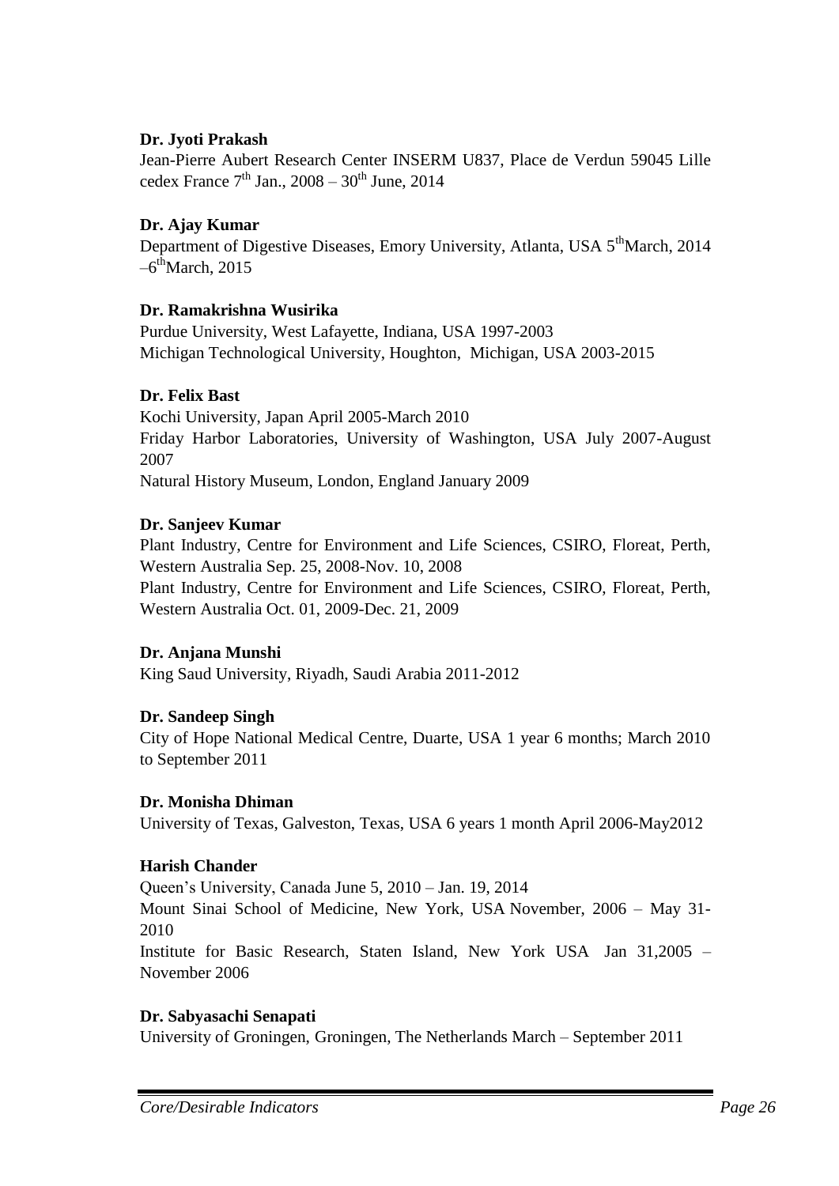**Dr. Jyoti Prakash**

Jean-Pierre Aubert Research Center INSERM U837, Place de Verdun 59045 Lille cedex France 7th Jan., 2008 – 30th June, 2014

**Dr. Ajay Kumar**

Department of Digestive Diseases, Emory University, Atlanta, USA 5thMarch, 2014 –6thMarch, 2015

**Dr. Ramakrishna Wusirika**

Purdue University, West Lafayette, Indiana, USA 1997-2003

Michigan Technological University, Houghton, Michigan, USA 2003-2015

**Dr. Felix Bast**

Kochi University, Japan April 2005-March 2010

Friday Harbor Laboratories, University of Washington, USA July 2007-August 2007

Natural History Museum, London, England January 2009

**Dr. Sanjeev Kumar**

Plant Industry, Centre for Environment and Life Sciences, CSIRO, Floreat, Perth, Western Australia Sep. 25, 2008-Nov. 10, 2008

Plant Industry, Centre for Environment and Life Sciences, CSIRO, Floreat, Perth, Western Australia Oct. 01, 2009-Dec. 21, 2009

**Dr. Anjana Munshi**

King Saud University, Riyadh, Saudi Arabia 2011-2012

**Dr. Sandeep Singh**

City of Hope National Medical Centre, Duarte, USA 1 year 6 months; March 2010 to September 2011

**Dr. Monisha Dhiman**

University of Texas, Galveston, Texas, USA 6 years 1 month April 2006-May2012

**Harish Chander**

Queen's University, Canada June 5, 2010 – Jan. 19, 2014

Mount Sinai School of Medicine, New York, USA November, 2006 – May 31-2010

Institute for Basic Research, Staten Island, New York USA Jan 31,2005 – November 2006

**Dr. Sabyasachi Senapati**

University of Groningen, Groningen, The Netherlands March – September 2011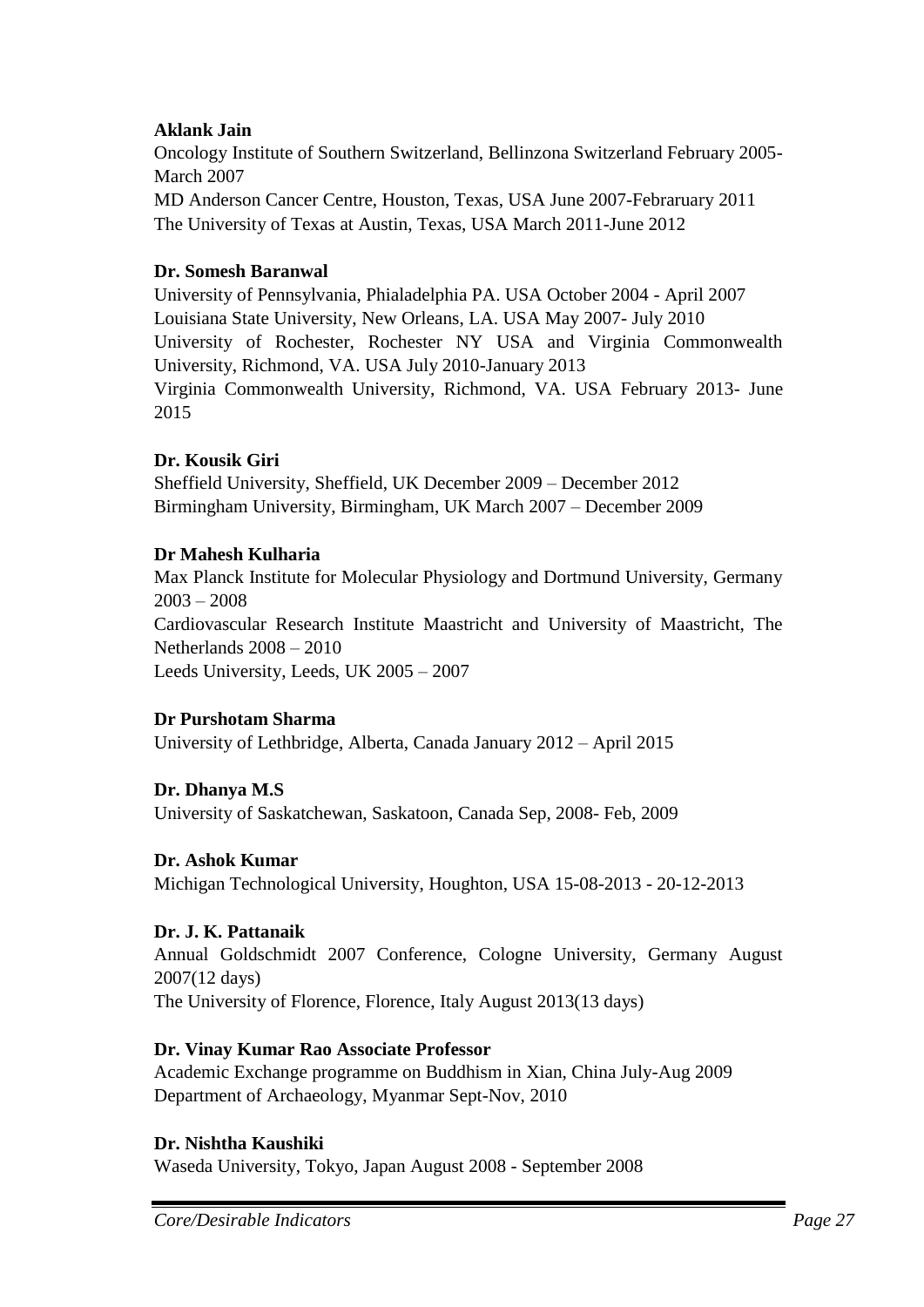**Aklank Jain**

Oncology Institute of Southern Switzerland, Bellinzona Switzerland February 2005-March 2007

MD Anderson Cancer Centre, Houston, Texas, USA June 2007-Febraruary 2011

The University of Texas at Austin, Texas, USA March 2011-June 2012

**Dr. Somesh Baranwal**

University of Pennsylvania, Phialadelphia PA. USA October 2004 - April 2007

Louisiana State University, New Orleans, LA. USA May 2007- July 2010

University of Rochester, Rochester NY USA and Virginia Commonwealth University, Richmond, VA. USA July 2010-January 2013

Virginia Commonwealth University, Richmond, VA. USA February 2013- June 2015

**Dr. Kousik Giri**

Sheffield University, Sheffield, UK December 2009 – December 2012

Birmingham University, Birmingham, UK March 2007 – December 2009

**Dr Mahesh Kulharia**

Max Planck Institute for Molecular Physiology and Dortmund University, Germany 2003 – 2008

Cardiovascular Research Institute Maastricht and University of Maastricht, The Netherlands 2008 – 2010

Leeds University, Leeds, UK 2005 – 2007

**Dr Purshotam Sharma**

University of Lethbridge, Alberta, Canada January 2012 – April 2015

**Dr. Dhanya M.S**

University of Saskatchewan, Saskatoon, Canada Sep, 2008- Feb, 2009

**Dr. Ashok Kumar**

Michigan Technological University, Houghton, USA 15-08-2013 - 20-12-2013

**Dr. J. K. Pattanaik**

Annual Goldschmidt 2007 Conference, Cologne University, Germany August 2007(12 days)

The University of Florence, Florence, Italy August 2013(13 days)

**Dr. Vinay Kumar Rao Associate Professor**

Academic Exchange programme on Buddhism in Xian, China July-Aug 2009

Department of Archaeology, Myanmar Sept-Nov, 2010

**Dr. Nishtha Kaushiki**

Waseda University, Tokyo, Japan August 2008 - September 2008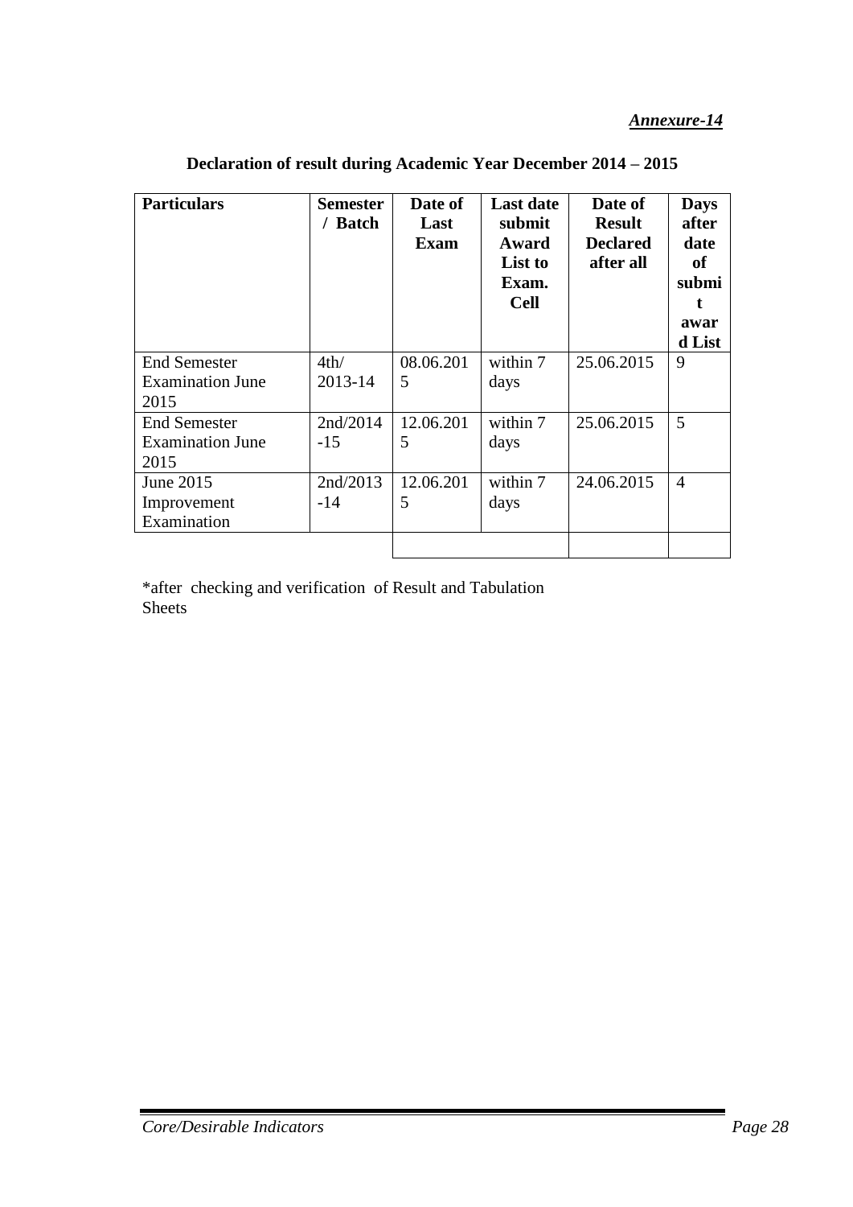*Annexure-14*

**Declaration of result during Academic Year December 2014 – 2015**

| Particulars | Semester / Batch | Date of Last Exam | Last date submit Award List to Exam. Cell | Date of Result Declared after all | Days after date of submit award List |
|---|---|---|---|---|---|
| End Semester Examination June 2015 | 4th/ 2013-14 | 08.06.2015 | within 7 days | 25.06.2015 | 9 |
| End Semester Examination June 2015 | 2nd/2014-15 | 12.06.2015 | within 7 days | 25.06.2015 | 5 |
| June 2015 Improvement Examination | 2nd/2013-14 | 12.06.2015 | within 7 days | 24.06.2015 | 4 |
| | | | | | |

*after checking and verification of Result and Tabulation Sheets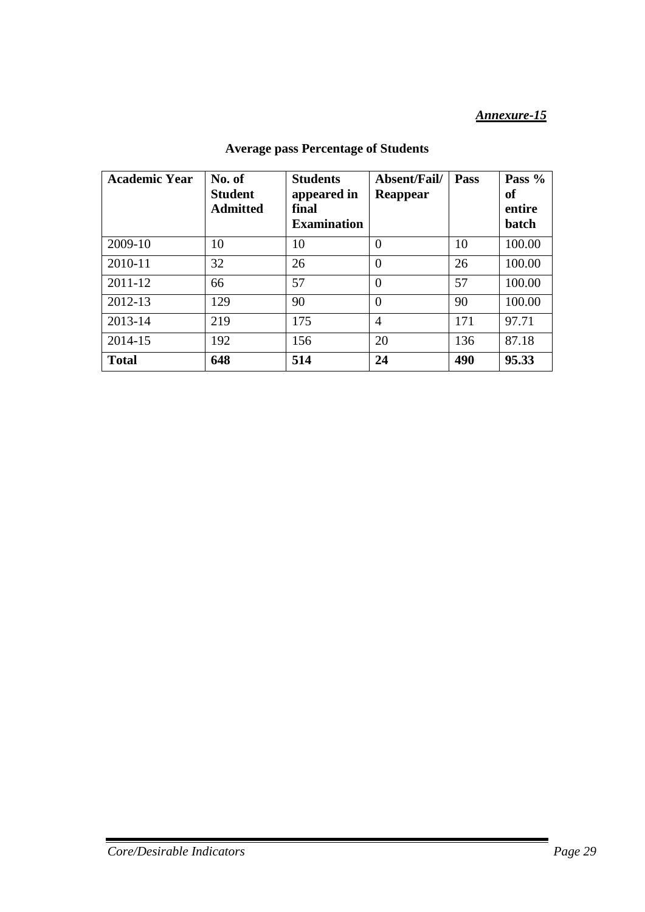***Annexure-15***

## Average pass Percentage of Students

| Academic Year | No. of Student Admitted | Students appeared in final Examination | Absent/Fail/ Reappear | Pass | Pass % of entire batch |
|---|---|---|---|---|---|
| 2009-10 | 10 | 10 | 0 | 10 | 100.00 |
| 2010-11 | 32 | 26 | 0 | 26 | 100.00 |
| 2011-12 | 66 | 57 | 0 | 57 | 100.00 |
| 2012-13 | 129 | 90 | 0 | 90 | 100.00 |
| 2013-14 | 219 | 175 | 4 | 171 | 97.71 |
| 2014-15 | 192 | 156 | 20 | 136 | 87.18 |
| **Total** | **648** | **514** | **24** | **490** | **95.33** |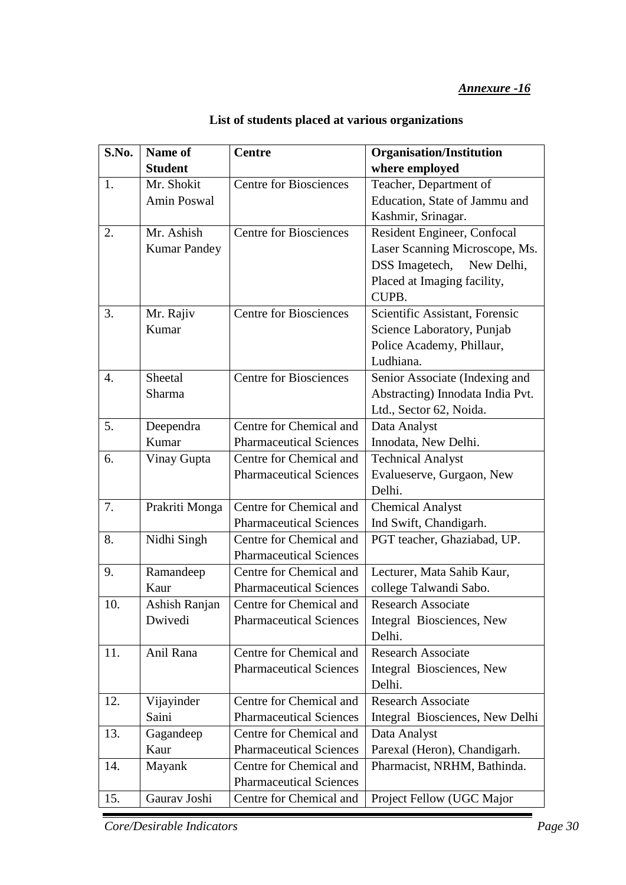***Annexure -16***

**List of students placed at various organizations**

| S.No. | Name of Student | Centre | Organisation/Institution where employed |
|---|---|---|---|
| 1. | Mr. Shokit Amin Poswal | Centre for Biosciences | Teacher, Department of Education, State of Jammu and Kashmir, Srinagar. |
| 2. | Mr. Ashish Kumar Pandey | Centre for Biosciences | Resident Engineer, Confocal Laser Scanning Microscope, Ms. DSS Imagetech, New Delhi, Placed at Imaging facility, CUPB. |
| 3. | Mr. Rajiv Kumar | Centre for Biosciences | Scientific Assistant, Forensic Science Laboratory, Punjab Police Academy, Phillaur, Ludhiana. |
| 4. | Sheetal Sharma | Centre for Biosciences | Senior Associate (Indexing and Abstracting) Innodata India Pvt. Ltd., Sector 62, Noida. |
| 5. | Deependra Kumar | Centre for Chemical and Pharmaceutical Sciences | Data Analyst Innodata, New Delhi. |
| 6. | Vinay Gupta | Centre for Chemical and Pharmaceutical Sciences | Technical Analyst Evalueserve, Gurgaon, New Delhi. |
| 7. | Prakriti Monga | Centre for Chemical and Pharmaceutical Sciences | Chemical Analyst Ind Swift, Chandigarh. |
| 8. | Nidhi Singh | Centre for Chemical and Pharmaceutical Sciences | PGT teacher, Ghaziabad, UP. |
| 9. | Ramandeep Kaur | Centre for Chemical and Pharmaceutical Sciences | Lecturer, Mata Sahib Kaur, college Talwandi Sabo. |
| 10. | Ashish Ranjan Dwivedi | Centre for Chemical and Pharmaceutical Sciences | Research Associate Integral Biosciences, New Delhi. |
| 11. | Anil Rana | Centre for Chemical and Pharmaceutical Sciences | Research Associate Integral Biosciences, New Delhi. |
| 12. | Vijayinder Saini | Centre for Chemical and Pharmaceutical Sciences | Research Associate Integral Biosciences, New Delhi |
| 13. | Gagandeep Kaur | Centre for Chemical and Pharmaceutical Sciences | Data Analyst Parexal (Heron), Chandigarh. |
| 14. | Mayank | Centre for Chemical and Pharmaceutical Sciences | Pharmacist, NRHM, Bathinda. |
| 15. | Gaurav Joshi | Centre for Chemical and | Project Fellow (UGC Major |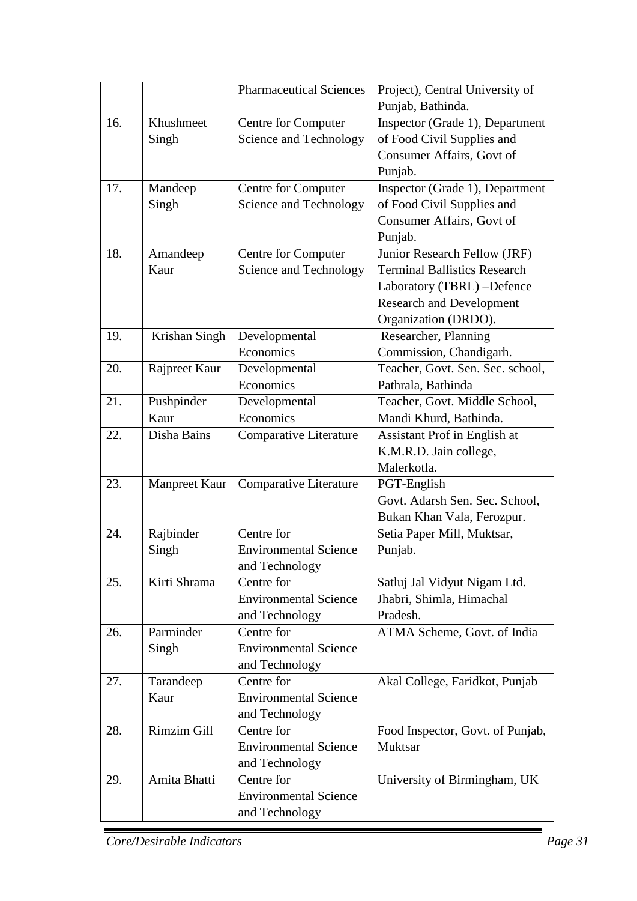|  |  | Pharmaceutical Sciences | Project), Central University of Punjab, Bathinda. |
|---|---|---|---|
| 16. | Khushmeet Singh | Centre for Computer Science and Technology | Inspector (Grade 1), Department of Food Civil Supplies and Consumer Affairs, Govt of Punjab. |
| 17. | Mandeep Singh | Centre for Computer Science and Technology | Inspector (Grade 1), Department of Food Civil Supplies and Consumer Affairs, Govt of Punjab. |
| 18. | Amandeep Kaur | Centre for Computer Science and Technology | Junior Research Fellow (JRF) Terminal Ballistics Research Laboratory (TBRL) –Defence Research and Development Organization (DRDO). |
| 19. | Krishan Singh | Developmental Economics | Researcher, Planning Commission, Chandigarh. |
| 20. | Rajpreet Kaur | Developmental Economics | Teacher, Govt. Sen. Sec. school, Pathrala, Bathinda |
| 21. | Pushpinder Kaur | Developmental Economics | Teacher, Govt. Middle School, Mandi Khurd, Bathinda. |
| 22. | Disha Bains | Comparative Literature | Assistant Prof in English at K.M.R.D. Jain college, Malerkotla. |
| 23. | Manpreet Kaur | Comparative Literature | PGT-English Govt. Adarsh Sen. Sec. School, Bukan Khan Vala, Ferozpur. |
| 24. | Rajbinder Singh | Centre for Environmental Science and Technology | Setia Paper Mill, Muktsar, Punjab. |
| 25. | Kirti Shrama | Centre for Environmental Science and Technology | Satluj Jal Vidyut Nigam Ltd. Jhabri, Shimla, Himachal Pradesh. |
| 26. | Parminder Singh | Centre for Environmental Science and Technology | ATMA Scheme, Govt. of India |
| 27. | Tarandeep Kaur | Centre for Environmental Science and Technology | Akal College, Faridkot, Punjab |
| 28. | Rimzim Gill | Centre for Environmental Science and Technology | Food Inspector, Govt. of Punjab, Muktsar |
| 29. | Amita Bhatti | Centre for Environmental Science and Technology | University of Birmingham, UK |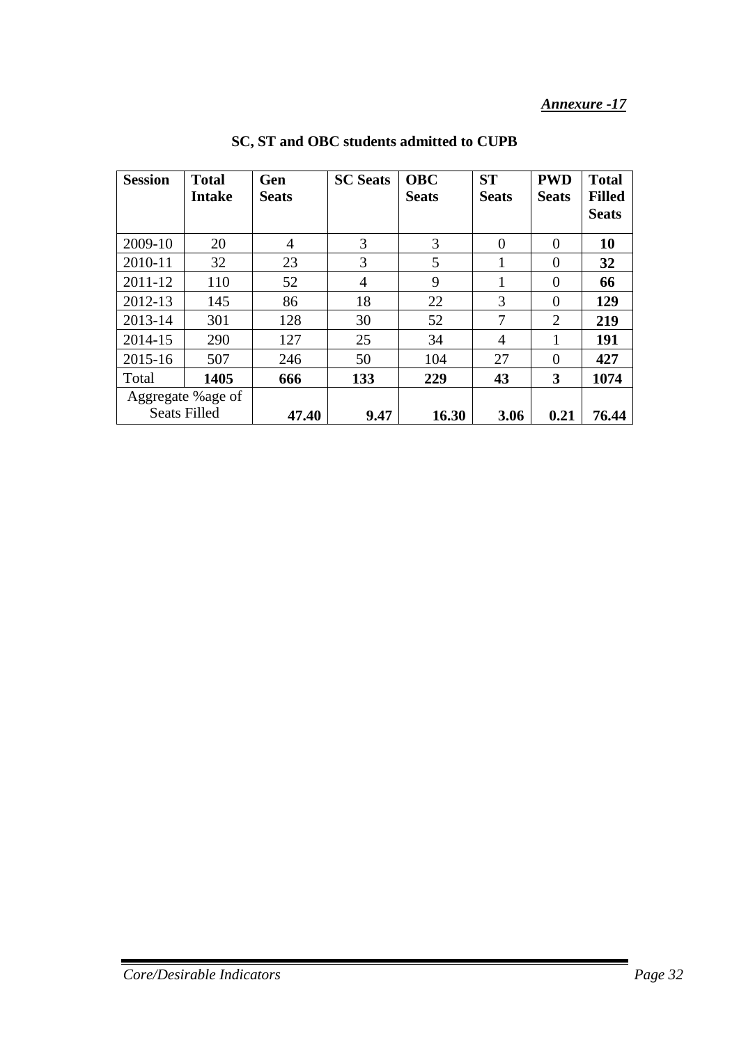***Annexure -17***

**SC, ST and OBC students admitted to CUPB**

| **Session** | **Total Intake** | **Gen Seats** | **SC Seats** | **OBC Seats** | **ST Seats** | **PWD Seats** | **Total Filled Seats** |
|---|---|---|---|---|---|---|---|
| 2009-10 | 20 | 4 | 3 | 3 | 0 | 0 | **10** |
| 2010-11 | 32 | 23 | 3 | 5 | 1 | 0 | **32** |
| 2011-12 | 110 | 52 | 4 | 9 | 1 | 0 | **66** |
| 2012-13 | 145 | 86 | 18 | 22 | 3 | 0 | **129** |
| 2013-14 | 301 | 128 | 30 | 52 | 7 | 2 | **219** |
| 2014-15 | 290 | 127 | 25 | 34 | 4 | 1 | **191** |
| 2015-16 | 507 | 246 | 50 | 104 | 27 | 0 | **427** |
| Total | **1405** | **666** | **133** | **229** | **43** | **3** | **1074** |
| Aggregate %age of Seats Filled | | **47.40** | **9.47** | **16.30** | **3.06** | **0.21** | **76.44** |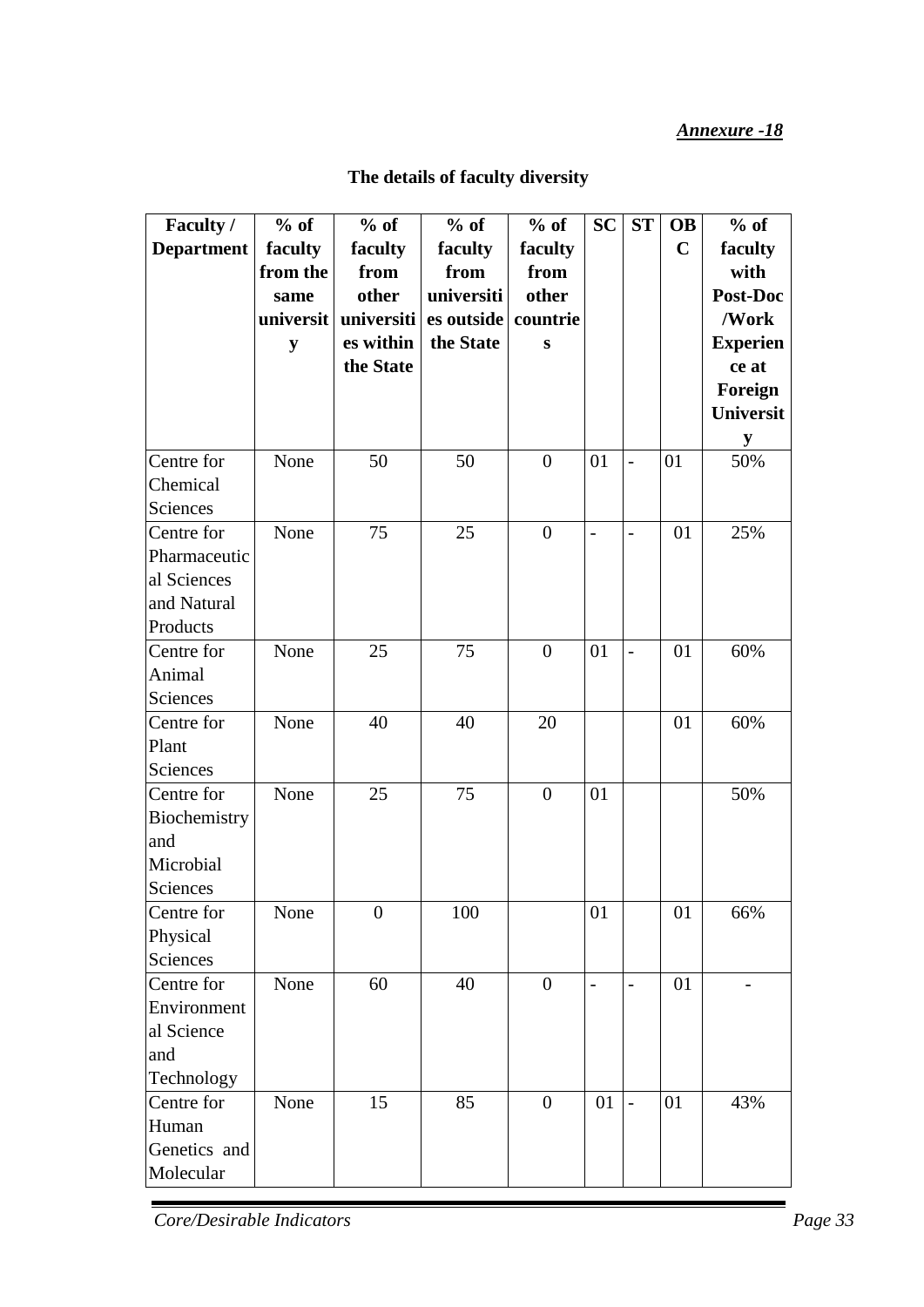*Annexure -18*

**The details of faculty diversity**

| Faculty / Department | % of faculty from the same university | % of faculty from other universities within the State | % of faculty from universities outside the State | % of faculty from other countries | SC | ST | OBC | % of faculty with Post-Doc /Work Experience at Foreign University |
|---|---|---|---|---|---|---|---|---|
| Centre for Chemical Sciences | None | 50 | 50 | 0 | 01 | - | 01 | 50% |
| Centre for Pharmaceutical Sciences and Natural Products | None | 75 | 25 | 0 | - | - | 01 | 25% |
| Centre for Animal Sciences | None | 25 | 75 | 0 | 01 | - | 01 | 60% |
| Centre for Plant Sciences | None | 40 | 40 | 20 | | | 01 | 60% |
| Centre for Biochemistry and Microbial Sciences | None | 25 | 75 | 0 | 01 | | | 50% |
| Centre for Physical Sciences | None | 0 | 100 | | 01 | | 01 | 66% |
| Centre for Environmental Science and Technology | None | 60 | 40 | 0 | - | - | 01 | - |
| Centre for Human Genetics and Molecular | None | 15 | 85 | 0 | 01 | - | 01 | 43% |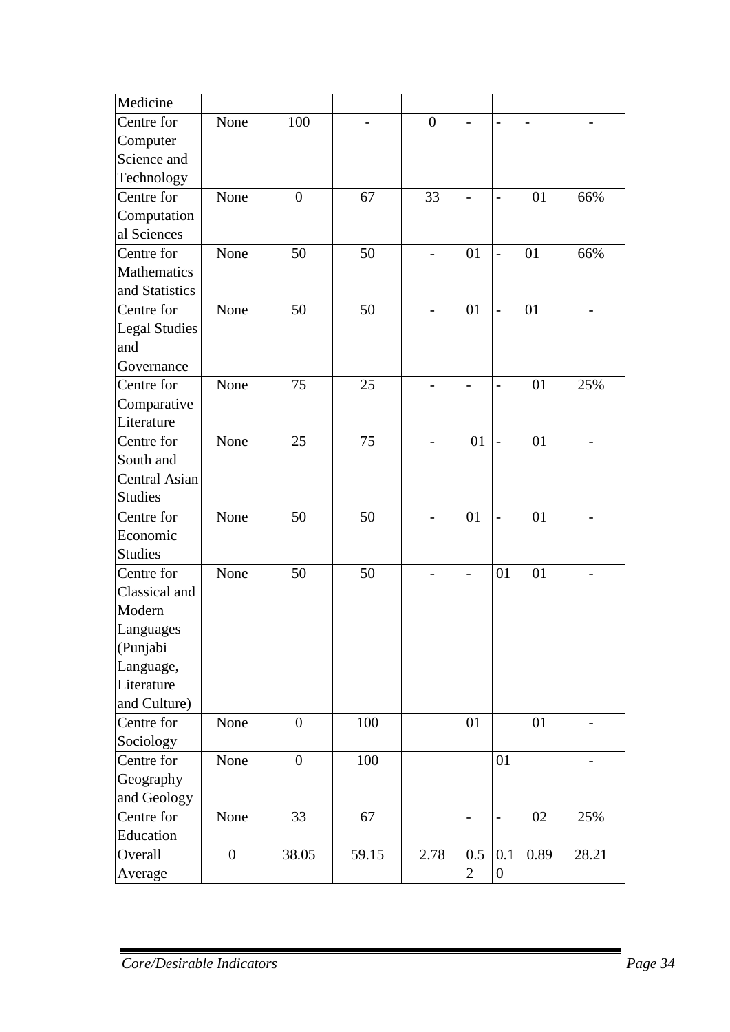| | | | | | | | | |
|---|---|---|---|---|---|---|---|---|
| Medicine | | | | | | | | |
| Centre for Computer Science and Technology | None | 100 | - | 0 | - | - | - | - |
| Centre for Computational Sciences | None | 0 | 67 | 33 | - | - | 01 | 66% |
| Centre for Mathematics and Statistics | None | 50 | 50 | - | 01 | - | 01 | 66% |
| Centre for Legal Studies and Governance | None | 50 | 50 | - | 01 | - | 01 | - |
| Centre for Comparative Literature | None | 75 | 25 | - | - | - | 01 | 25% |
| Centre for South and Central Asian Studies | None | 25 | 75 | - | 01 | - | 01 | - |
| Centre for Economic Studies | None | 50 | 50 | - | 01 | - | 01 | - |
| Centre for Classical and Modern Languages (Punjabi Language, Literature and Culture) | None | 50 | 50 | - | - | 01 | 01 | - |
| Centre for Sociology | None | 0 | 100 | | 01 | | 01 | - |
| Centre for Geography and Geology | None | 0 | 100 | | | 01 | | - |
| Centre for Education | None | 33 | 67 | | - | - | 02 | 25% |
| Overall Average | 0 | 38.05 | 59.15 | 2.78 | 0.52 | 0.10 | 0.89 | 28.21 |